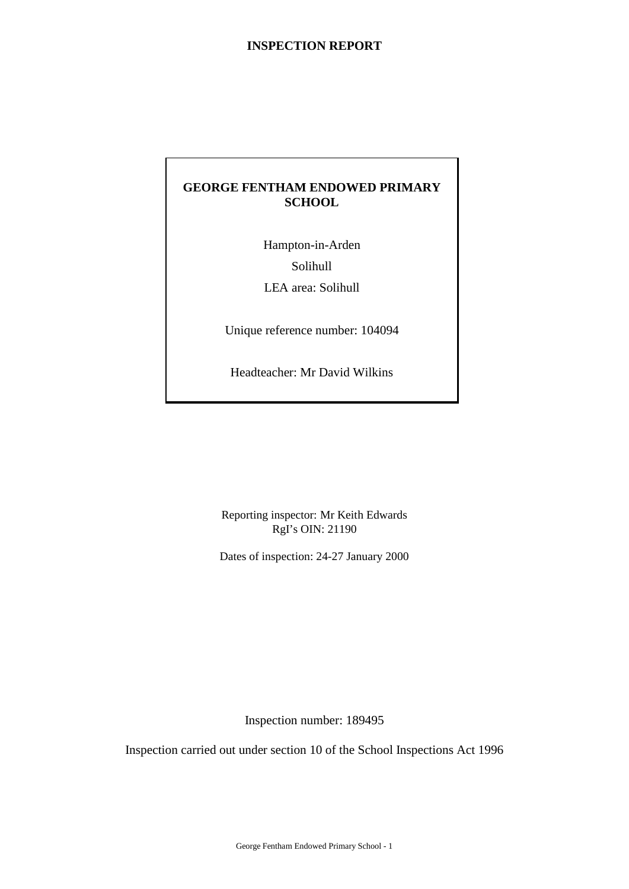# INSPECTION REPORT

**GEORGE FENTHAM ENDOWED PRIMARY SCHOOL**

Hampton-in-Arden

Solihull

LEA area: Solihull

Unique reference number: 104094

Headteacher: Mr David Wilkins

Reporting inspector: Mr Keith Edwards
RgI's OIN: 21190

Dates of inspection: 24-27 January 2000

Inspection number: 189495

Inspection carried out under section 10 of the School Inspections Act 1996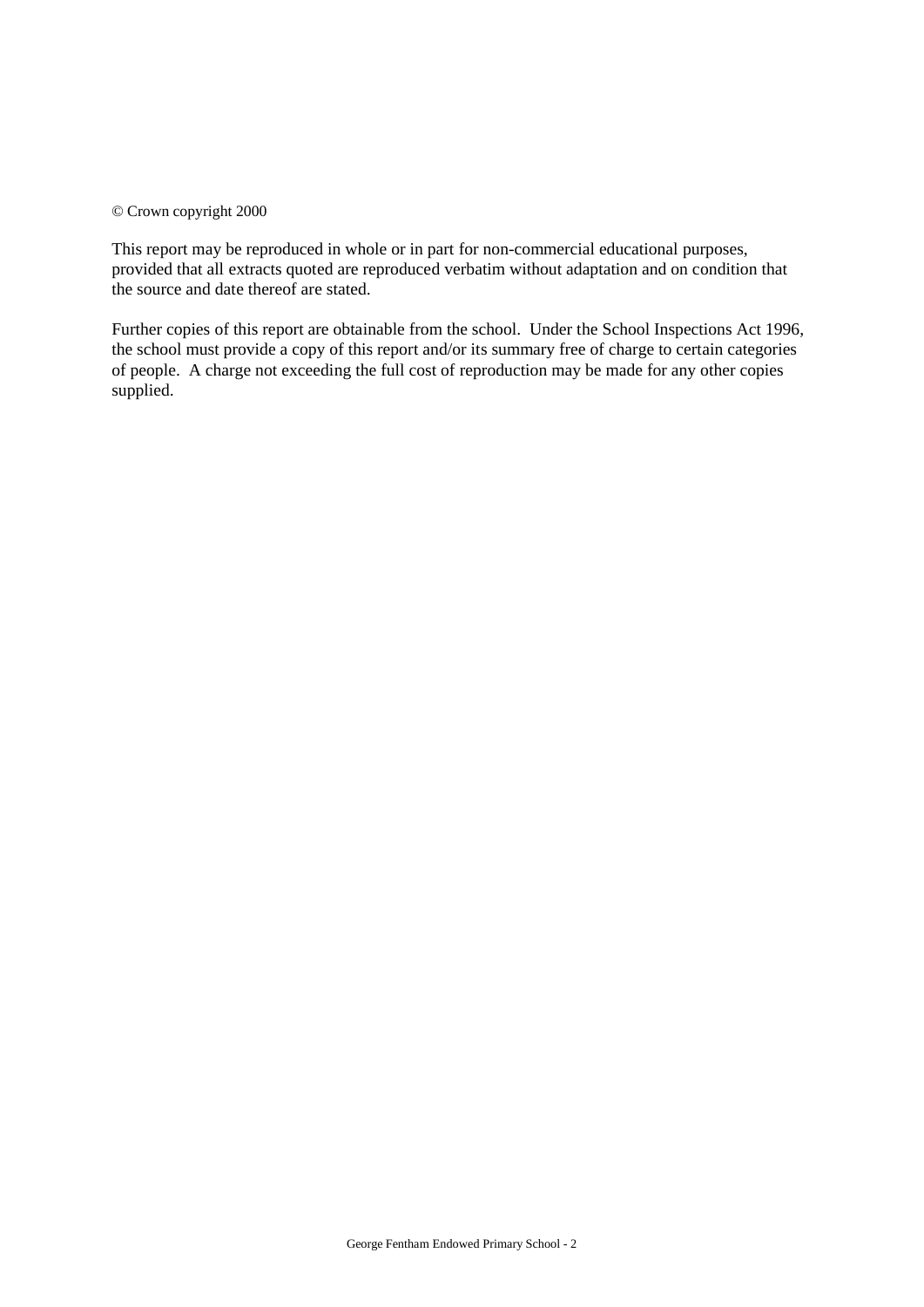© Crown copyright 2000

This report may be reproduced in whole or in part for non-commercial educational purposes, provided that all extracts quoted are reproduced verbatim without adaptation and on condition that the source and date thereof are stated.

Further copies of this report are obtainable from the school. Under the School Inspections Act 1996, the school must provide a copy of this report and/or its summary free of charge to certain categories of people. A charge not exceeding the full cost of reproduction may be made for any other copies supplied.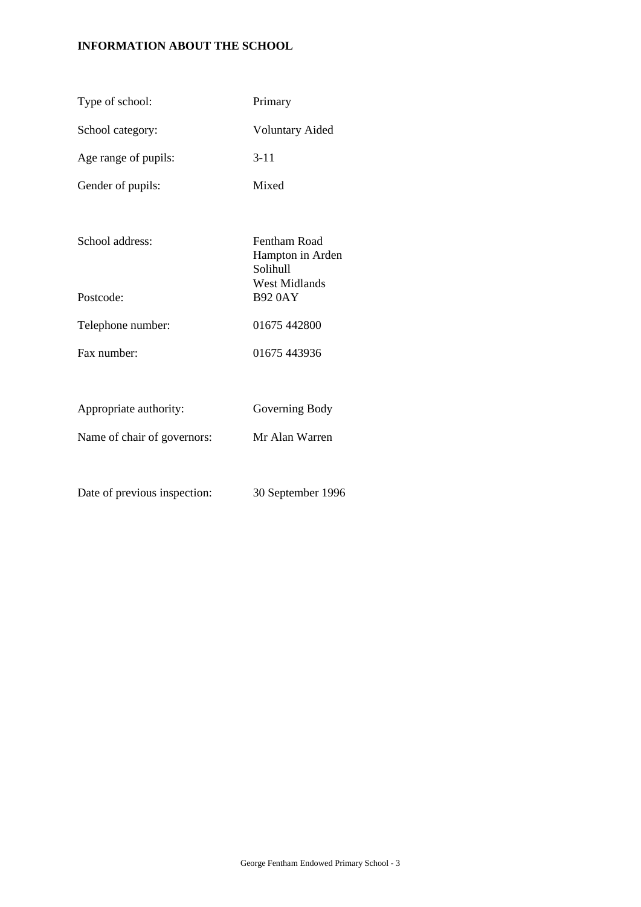## INFORMATION ABOUT THE SCHOOL

| | |
|---|---|
| Type of school: | Primary |
| School category: | Voluntary Aided |
| Age range of pupils: | 3-11 |
| Gender of pupils: | Mixed |
| School address: | Fentham Road<br>Hampton in Arden<br>Solihull<br>West Midlands |
| Postcode: | B92 0AY |
| Telephone number: | 01675 442800 |
| Fax number: | 01675 443936 |
| Appropriate authority: | Governing Body |
| Name of chair of governors: | Mr Alan Warren |
| Date of previous inspection: | 30 September 1996 |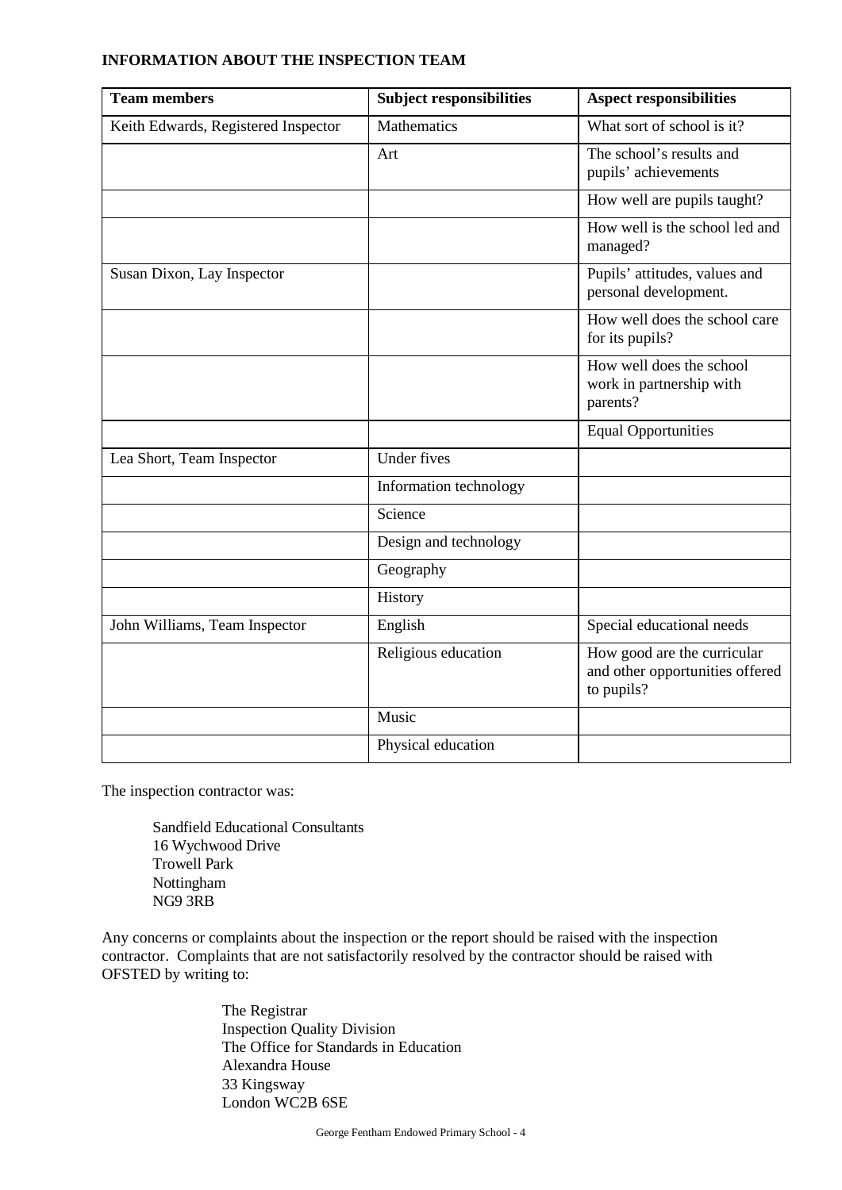**INFORMATION ABOUT THE INSPECTION TEAM**

| Team members | Subject responsibilities | Aspect responsibilities |
| --- | --- | --- |
| Keith Edwards, Registered Inspector | Mathematics | What sort of school is it? |
| | Art | The school's results and pupils' achievements |
| | | How well are pupils taught? |
| | | How well is the school led and managed? |
| Susan Dixon, Lay Inspector | | Pupils' attitudes, values and personal development. |
| | | How well does the school care for its pupils? |
| | | How well does the school work in partnership with parents? |
| | | Equal Opportunities |
| Lea Short, Team Inspector | Under fives | |
| | Information technology | |
| | Science | |
| | Design and technology | |
| | Geography | |
| | History | |
| John Williams, Team Inspector | English | Special educational needs |
| | Religious education | How good are the curricular and other opportunities offered to pupils? |
| | Music | |
| | Physical education | |

The inspection contractor was:

Sandfield Educational Consultants
16 Wychwood Drive
Trowell Park
Nottingham
NG9 3RB

Any concerns or complaints about the inspection or the report should be raised with the inspection contractor. Complaints that are not satisfactorily resolved by the contractor should be raised with OFSTED by writing to:

The Registrar
Inspection Quality Division
The Office for Standards in Education
Alexandra House
33 Kingsway
London WC2B 6SE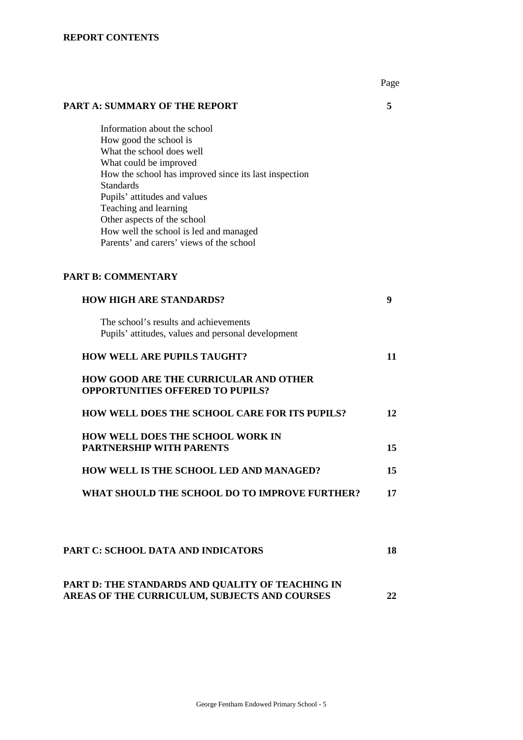**REPORT CONTENTS**

| | Page |
|---|---|
| **PART A: SUMMARY OF THE REPORT** | **5** |
| Information about the school<br>How good the school is<br>What the school does well<br>What could be improved<br>How the school has improved since its last inspection<br>Standards<br>Pupils' attitudes and values<br>Teaching and learning<br>Other aspects of the school<br>How well the school is led and managed<br>Parents' and carers' views of the school | |
| **PART B: COMMENTARY** | |
| **HOW HIGH ARE STANDARDS?** | **9** |
| The school's results and achievements<br>Pupils' attitudes, values and personal development | |
| **HOW WELL ARE PUPILS TAUGHT?** | **11** |
| **HOW GOOD ARE THE CURRICULAR AND OTHER OPPORTUNITIES OFFERED TO PUPILS?** | |
| **HOW WELL DOES THE SCHOOL CARE FOR ITS PUPILS?** | **12** |
| **HOW WELL DOES THE SCHOOL WORK IN PARTNERSHIP WITH PARENTS** | **15** |
| **HOW WELL IS THE SCHOOL LED AND MANAGED?** | **15** |
| **WHAT SHOULD THE SCHOOL DO TO IMPROVE FURTHER?** | **17** |
| **PART C: SCHOOL DATA AND INDICATORS** | **18** |
| **PART D: THE STANDARDS AND QUALITY OF TEACHING IN AREAS OF THE CURRICULUM, SUBJECTS AND COURSES** | **22** |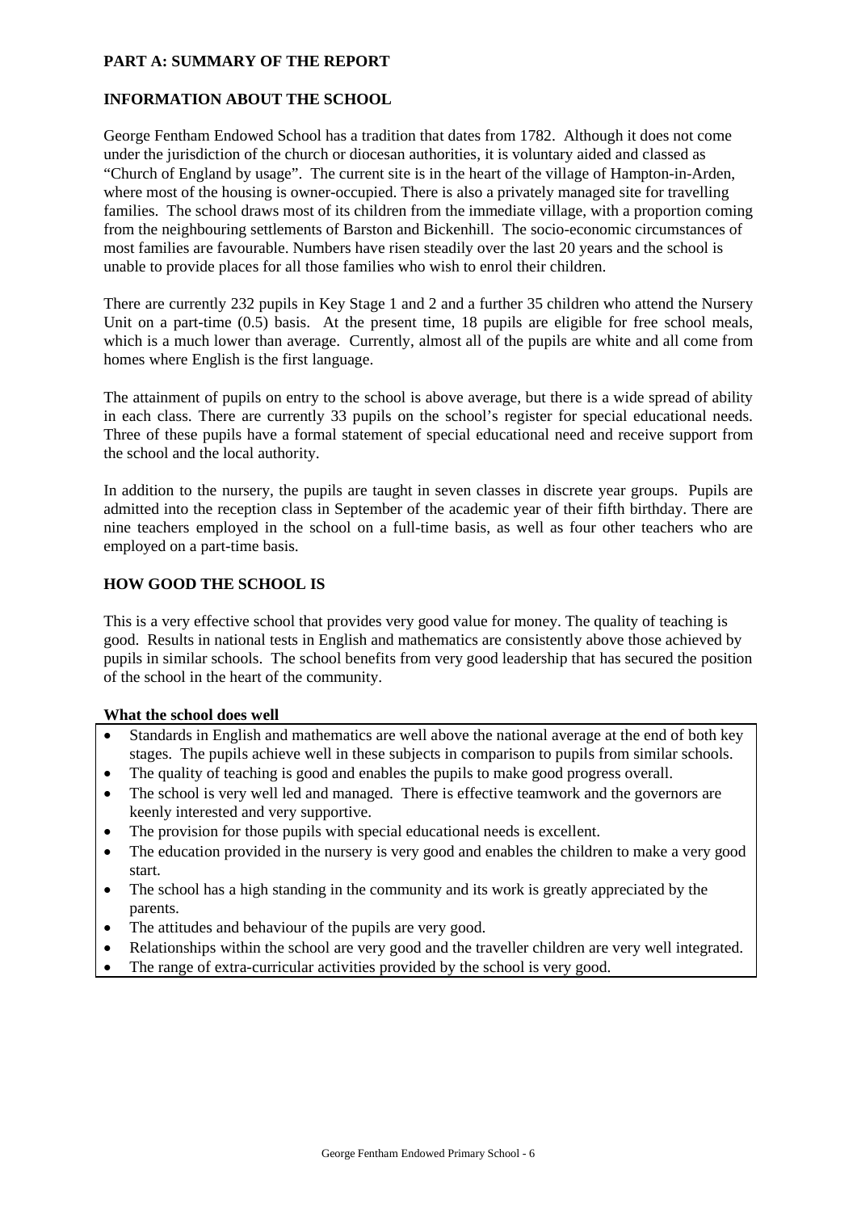## PART A: SUMMARY OF THE REPORT

### INFORMATION ABOUT THE SCHOOL

George Fentham Endowed School has a tradition that dates from 1782. Although it does not come under the jurisdiction of the church or diocesan authorities, it is voluntary aided and classed as "Church of England by usage". The current site is in the heart of the village of Hampton-in-Arden, where most of the housing is owner-occupied. There is also a privately managed site for travelling families. The school draws most of its children from the immediate village, with a proportion coming from the neighbouring settlements of Barston and Bickenhill. The socio-economic circumstances of most families are favourable. Numbers have risen steadily over the last 20 years and the school is unable to provide places for all those families who wish to enrol their children.

There are currently 232 pupils in Key Stage 1 and 2 and a further 35 children who attend the Nursery Unit on a part-time (0.5) basis. At the present time, 18 pupils are eligible for free school meals, which is a much lower than average. Currently, almost all of the pupils are white and all come from homes where English is the first language.

The attainment of pupils on entry to the school is above average, but there is a wide spread of ability in each class. There are currently 33 pupils on the school's register for special educational needs. Three of these pupils have a formal statement of special educational need and receive support from the school and the local authority.

In addition to the nursery, the pupils are taught in seven classes in discrete year groups. Pupils are admitted into the reception class in September of the academic year of their fifth birthday. There are nine teachers employed in the school on a full-time basis, as well as four other teachers who are employed on a part-time basis.

### HOW GOOD THE SCHOOL IS

This is a very effective school that provides very good value for money. The quality of teaching is good. Results in national tests in English and mathematics are consistently above those achieved by pupils in similar schools. The school benefits from very good leadership that has secured the position of the school in the heart of the community.

**What the school does well**

- Standards in English and mathematics are well above the national average at the end of both key stages. The pupils achieve well in these subjects in comparison to pupils from similar schools.
- The quality of teaching is good and enables the pupils to make good progress overall.
- The school is very well led and managed. There is effective teamwork and the governors are keenly interested and very supportive.
- The provision for those pupils with special educational needs is excellent.
- The education provided in the nursery is very good and enables the children to make a very good start.
- The school has a high standing in the community and its work is greatly appreciated by the parents.
- The attitudes and behaviour of the pupils are very good.
- Relationships within the school are very good and the traveller children are very well integrated.
- The range of extra-curricular activities provided by the school is very good.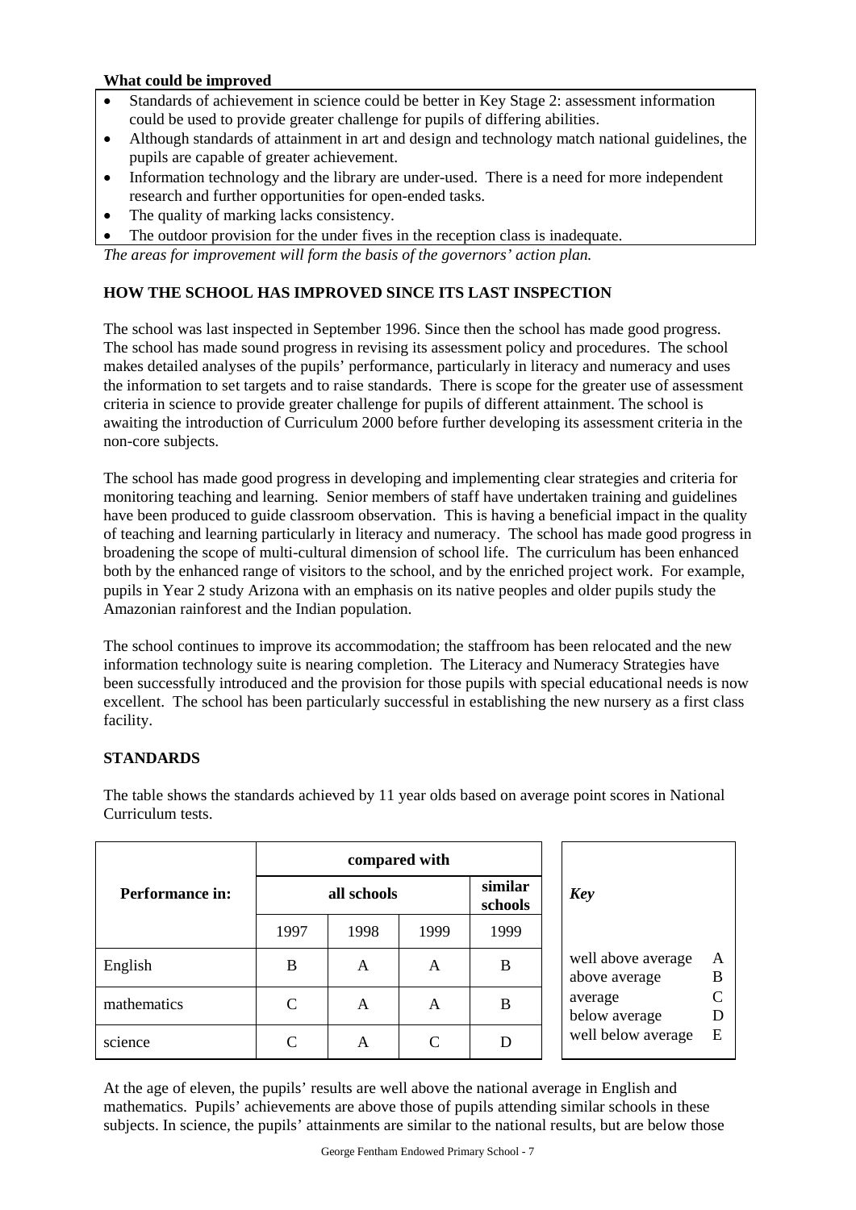**What could be improved**

- Standards of achievement in science could be better in Key Stage 2: assessment information could be used to provide greater challenge for pupils of differing abilities.
- Although standards of attainment in art and design and technology match national guidelines, the pupils are capable of greater achievement.
- Information technology and the library are under-used. There is a need for more independent research and further opportunities for open-ended tasks.
- The quality of marking lacks consistency.
- The outdoor provision for the under fives in the reception class is inadequate.

*The areas for improvement will form the basis of the governors' action plan.*

**HOW THE SCHOOL HAS IMPROVED SINCE ITS LAST INSPECTION**

The school was last inspected in September 1996. Since then the school has made good progress. The school has made sound progress in revising its assessment policy and procedures. The school makes detailed analyses of the pupils' performance, particularly in literacy and numeracy and uses the information to set targets and to raise standards. There is scope for the greater use of assessment criteria in science to provide greater challenge for pupils of different attainment. The school is awaiting the introduction of Curriculum 2000 before further developing its assessment criteria in the non-core subjects.

The school has made good progress in developing and implementing clear strategies and criteria for monitoring teaching and learning. Senior members of staff have undertaken training and guidelines have been produced to guide classroom observation. This is having a beneficial impact in the quality of teaching and learning particularly in literacy and numeracy. The school has made good progress in broadening the scope of multi-cultural dimension of school life. The curriculum has been enhanced both by the enhanced range of visitors to the school, and by the enriched project work. For example, pupils in Year 2 study Arizona with an emphasis on its native peoples and older pupils study the Amazonian rainforest and the Indian population.

The school continues to improve its accommodation; the staffroom has been relocated and the new information technology suite is nearing completion. The Literacy and Numeracy Strategies have been successfully introduced and the provision for those pupils with special educational needs is now excellent. The school has been particularly successful in establishing the new nursery as a first class facility.

**STANDARDS**

The table shows the standards achieved by 11 year olds based on average point scores in National Curriculum tests.

| Performance in: | compared with | | | |
|---|---|---|---|---|
| | all schools | | | similar schools |
| | 1997 | 1998 | 1999 | 1999 |
| English | B | A | A | B |
| mathematics | C | A | A | B |
| science | C | A | C | D |

| *Key* | |
|---|---|
| well above average | A |
| above average | B |
| average | C |
| below average | D |
| well below average | E |

At the age of eleven, the pupils' results are well above the national average in English and mathematics. Pupils' achievements are above those of pupils attending similar schools in these subjects. In science, the pupils' attainments are similar to the national results, but are below those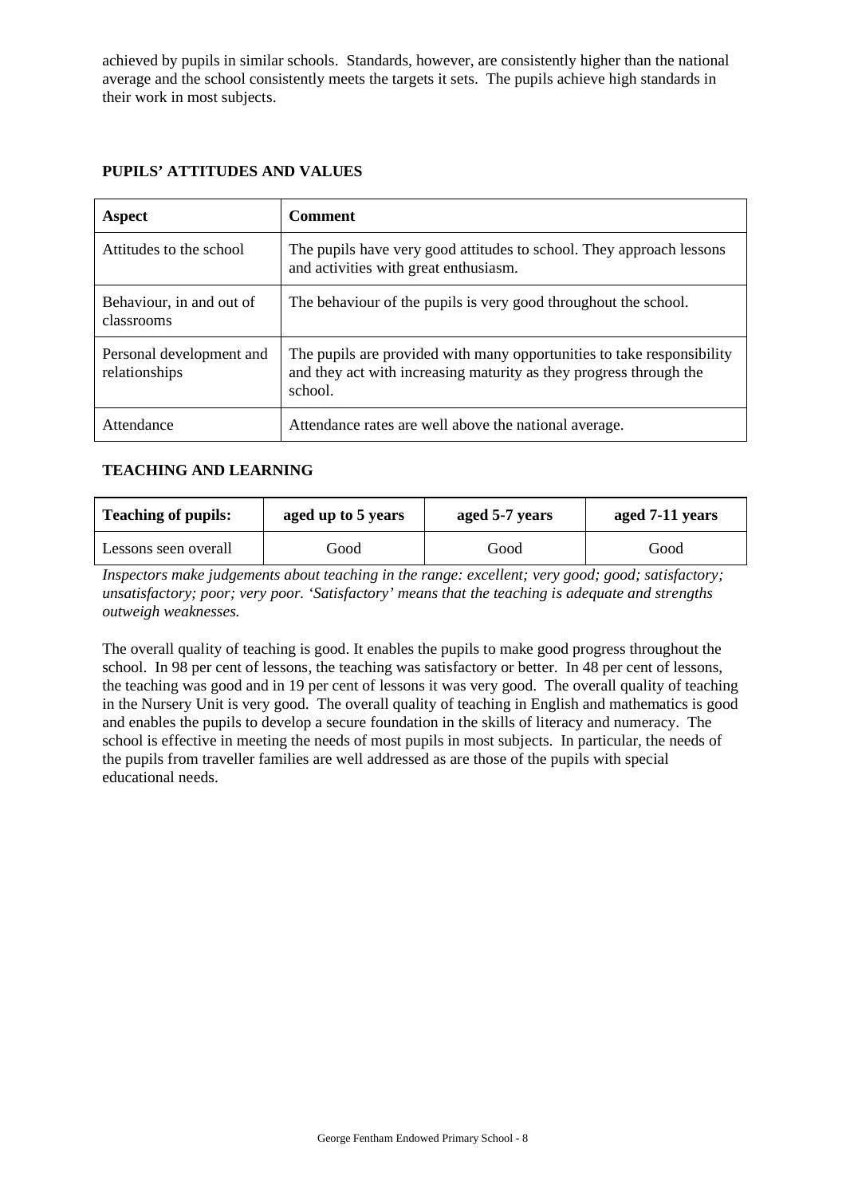achieved by pupils in similar schools. Standards, however, are consistently higher than the national average and the school consistently meets the targets it sets. The pupils achieve high standards in their work in most subjects.

## PUPILS' ATTITUDES AND VALUES

| Aspect | Comment |
|---|---|
| Attitudes to the school | The pupils have very good attitudes to school. They approach lessons and activities with great enthusiasm. |
| Behaviour, in and out of classrooms | The behaviour of the pupils is very good throughout the school. |
| Personal development and relationships | The pupils are provided with many opportunities to take responsibility and they act with increasing maturity as they progress through the school. |
| Attendance | Attendance rates are well above the national average. |

## TEACHING AND LEARNING

| Teaching of pupils: | aged up to 5 years | aged 5-7 years | aged 7-11 years |
|---|---|---|---|
| Lessons seen overall | Good | Good | Good |

*Inspectors make judgements about teaching in the range: excellent; very good; good; satisfactory; unsatisfactory; poor; very poor. 'Satisfactory' means that the teaching is adequate and strengths outweigh weaknesses.*

The overall quality of teaching is good. It enables the pupils to make good progress throughout the school. In 98 per cent of lessons, the teaching was satisfactory or better. In 48 per cent of lessons, the teaching was good and in 19 per cent of lessons it was very good. The overall quality of teaching in the Nursery Unit is very good. The overall quality of teaching in English and mathematics is good and enables the pupils to develop a secure foundation in the skills of literacy and numeracy. The school is effective in meeting the needs of most pupils in most subjects. In particular, the needs of the pupils from traveller families are well addressed as are those of the pupils with special educational needs.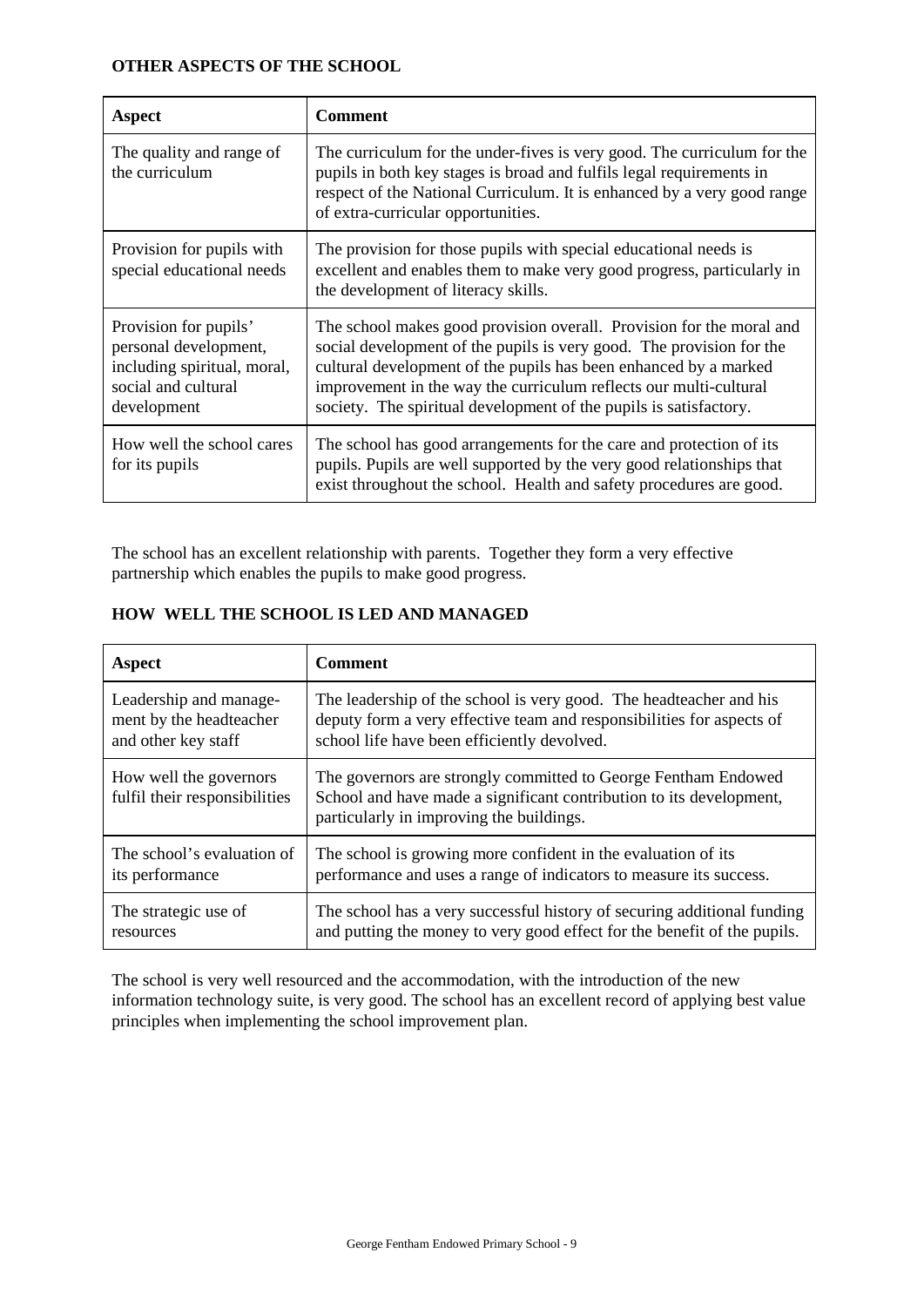## OTHER ASPECTS OF THE SCHOOL

| Aspect | Comment |
| --- | --- |
| The quality and range of the curriculum | The curriculum for the under-fives is very good. The curriculum for the pupils in both key stages is broad and fulfils legal requirements in respect of the National Curriculum. It is enhanced by a very good range of extra-curricular opportunities. |
| Provision for pupils with special educational needs | The provision for those pupils with special educational needs is excellent and enables them to make very good progress, particularly in the development of literacy skills. |
| Provision for pupils' personal development, including spiritual, moral, social and cultural development | The school makes good provision overall. Provision for the moral and social development of the pupils is very good. The provision for the cultural development of the pupils has been enhanced by a marked improvement in the way the curriculum reflects our multi-cultural society. The spiritual development of the pupils is satisfactory. |
| How well the school cares for its pupils | The school has good arrangements for the care and protection of its pupils. Pupils are well supported by the very good relationships that exist throughout the school. Health and safety procedures are good. |

The school has an excellent relationship with parents. Together they form a very effective partnership which enables the pupils to make good progress.

## HOW WELL THE SCHOOL IS LED AND MANAGED

| Aspect | Comment |
| --- | --- |
| Leadership and management by the headteacher and other key staff | The leadership of the school is very good. The headteacher and his deputy form a very effective team and responsibilities for aspects of school life have been efficiently devolved. |
| How well the governors fulfil their responsibilities | The governors are strongly committed to George Fentham Endowed School and have made a significant contribution to its development, particularly in improving the buildings. |
| The school's evaluation of its performance | The school is growing more confident in the evaluation of its performance and uses a range of indicators to measure its success. |
| The strategic use of resources | The school has a very successful history of securing additional funding and putting the money to very good effect for the benefit of the pupils. |

The school is very well resourced and the accommodation, with the introduction of the new information technology suite, is very good. The school has an excellent record of applying best value principles when implementing the school improvement plan.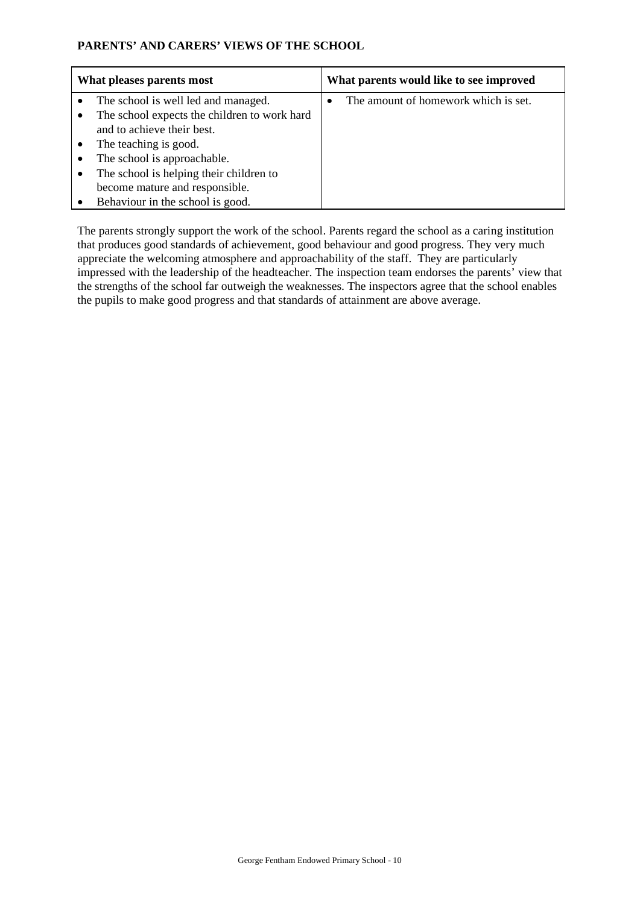## PARENTS' AND CARERS' VIEWS OF THE SCHOOL

| What pleases parents most | What parents would like to see improved |
|---|---|
| • The school is well led and managed.<br>• The school expects the children to work hard and to achieve their best.<br>• The teaching is good.<br>• The school is approachable.<br>• The school is helping their children to become mature and responsible.<br>• Behaviour in the school is good. | • The amount of homework which is set. |

The parents strongly support the work of the school. Parents regard the school as a caring institution that produces good standards of achievement, good behaviour and good progress. They very much appreciate the welcoming atmosphere and approachability of the staff. They are particularly impressed with the leadership of the headteacher. The inspection team endorses the parents' view that the strengths of the school far outweigh the weaknesses. The inspectors agree that the school enables the pupils to make good progress and that standards of attainment are above average.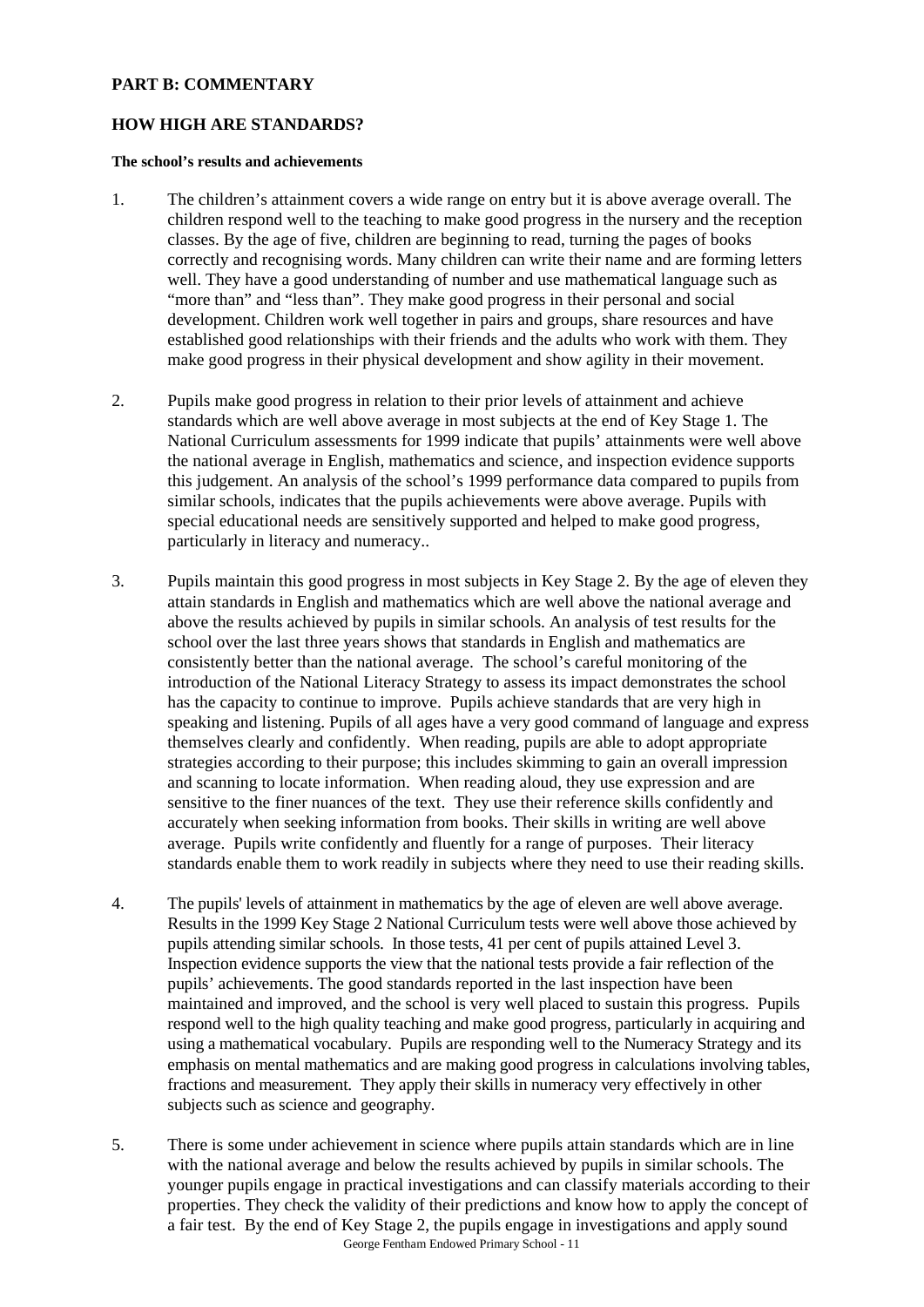**PART B: COMMENTARY**

**HOW HIGH ARE STANDARDS?**

**The school's results and achievements**

1. The children's attainment covers a wide range on entry but it is above average overall. The children respond well to the teaching to make good progress in the nursery and the reception classes. By the age of five, children are beginning to read, turning the pages of books correctly and recognising words. Many children can write their name and are forming letters well. They have a good understanding of number and use mathematical language such as "more than" and "less than". They make good progress in their personal and social development. Children work well together in pairs and groups, share resources and have established good relationships with their friends and the adults who work with them. They make good progress in their physical development and show agility in their movement.

2. Pupils make good progress in relation to their prior levels of attainment and achieve standards which are well above average in most subjects at the end of Key Stage 1. The National Curriculum assessments for 1999 indicate that pupils' attainments were well above the national average in English, mathematics and science, and inspection evidence supports this judgement. An analysis of the school's 1999 performance data compared to pupils from similar schools, indicates that the pupils achievements were above average. Pupils with special educational needs are sensitively supported and helped to make good progress, particularly in literacy and numeracy..

3. Pupils maintain this good progress in most subjects in Key Stage 2. By the age of eleven they attain standards in English and mathematics which are well above the national average and above the results achieved by pupils in similar schools. An analysis of test results for the school over the last three years shows that standards in English and mathematics are consistently better than the national average. The school's careful monitoring of the introduction of the National Literacy Strategy to assess its impact demonstrates the school has the capacity to continue to improve. Pupils achieve standards that are very high in speaking and listening. Pupils of all ages have a very good command of language and express themselves clearly and confidently. When reading, pupils are able to adopt appropriate strategies according to their purpose; this includes skimming to gain an overall impression and scanning to locate information. When reading aloud, they use expression and are sensitive to the finer nuances of the text. They use their reference skills confidently and accurately when seeking information from books. Their skills in writing are well above average. Pupils write confidently and fluently for a range of purposes. Their literacy standards enable them to work readily in subjects where they need to use their reading skills.

4. The pupils' levels of attainment in mathematics by the age of eleven are well above average. Results in the 1999 Key Stage 2 National Curriculum tests were well above those achieved by pupils attending similar schools. In those tests, 41 per cent of pupils attained Level 3. Inspection evidence supports the view that the national tests provide a fair reflection of the pupils' achievements. The good standards reported in the last inspection have been maintained and improved, and the school is very well placed to sustain this progress. Pupils respond well to the high quality teaching and make good progress, particularly in acquiring and using a mathematical vocabulary. Pupils are responding well to the Numeracy Strategy and its emphasis on mental mathematics and are making good progress in calculations involving tables, fractions and measurement. They apply their skills in numeracy very effectively in other subjects such as science and geography.

5. There is some under achievement in science where pupils attain standards which are in line with the national average and below the results achieved by pupils in similar schools. The younger pupils engage in practical investigations and can classify materials according to their properties. They check the validity of their predictions and know how to apply the concept of a fair test. By the end of Key Stage 2, the pupils engage in investigations and apply sound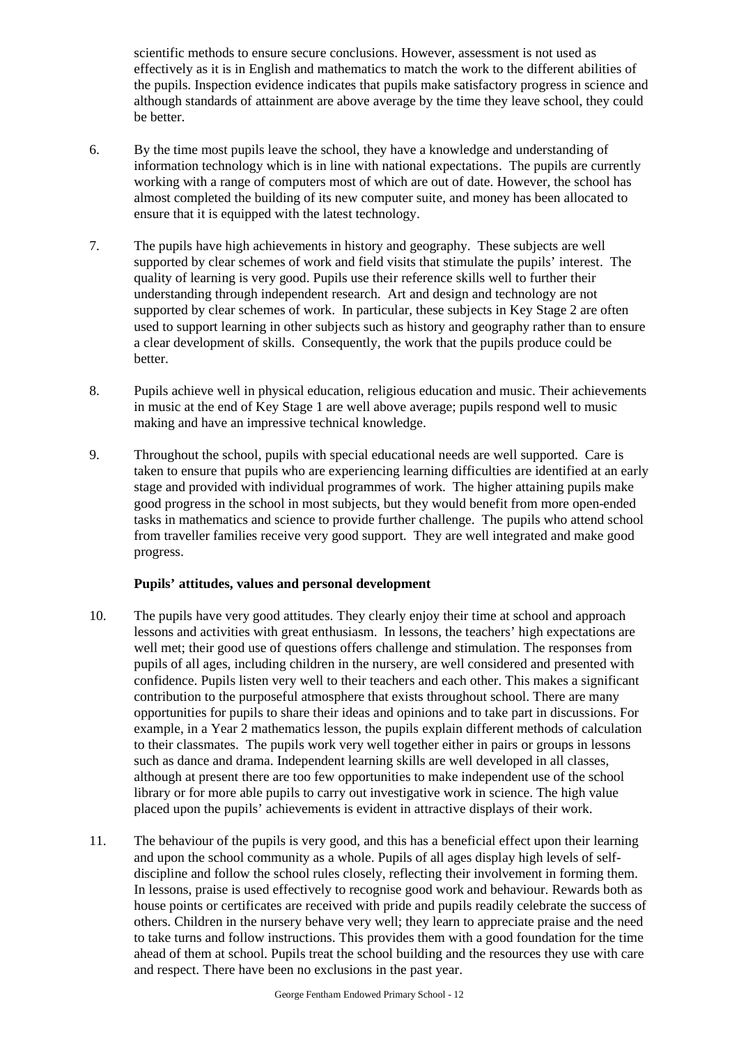scientific methods to ensure secure conclusions. However, assessment is not used as effectively as it is in English and mathematics to match the work to the different abilities of the pupils. Inspection evidence indicates that pupils make satisfactory progress in science and although standards of attainment are above average by the time they leave school, they could be better.

6. By the time most pupils leave the school, they have a knowledge and understanding of information technology which is in line with national expectations. The pupils are currently working with a range of computers most of which are out of date. However, the school has almost completed the building of its new computer suite, and money has been allocated to ensure that it is equipped with the latest technology.

7. The pupils have high achievements in history and geography. These subjects are well supported by clear schemes of work and field visits that stimulate the pupils' interest. The quality of learning is very good. Pupils use their reference skills well to further their understanding through independent research. Art and design and technology are not supported by clear schemes of work. In particular, these subjects in Key Stage 2 are often used to support learning in other subjects such as history and geography rather than to ensure a clear development of skills. Consequently, the work that the pupils produce could be better.

8. Pupils achieve well in physical education, religious education and music. Their achievements in music at the end of Key Stage 1 are well above average; pupils respond well to music making and have an impressive technical knowledge.

9. Throughout the school, pupils with special educational needs are well supported. Care is taken to ensure that pupils who are experiencing learning difficulties are identified at an early stage and provided with individual programmes of work. The higher attaining pupils make good progress in the school in most subjects, but they would benefit from more open-ended tasks in mathematics and science to provide further challenge. The pupils who attend school from traveller families receive very good support. They are well integrated and make good progress.

**Pupils' attitudes, values and personal development**

10. The pupils have very good attitudes. They clearly enjoy their time at school and approach lessons and activities with great enthusiasm. In lessons, the teachers' high expectations are well met; their good use of questions offers challenge and stimulation. The responses from pupils of all ages, including children in the nursery, are well considered and presented with confidence. Pupils listen very well to their teachers and each other. This makes a significant contribution to the purposeful atmosphere that exists throughout school. There are many opportunities for pupils to share their ideas and opinions and to take part in discussions. For example, in a Year 2 mathematics lesson, the pupils explain different methods of calculation to their classmates. The pupils work very well together either in pairs or groups in lessons such as dance and drama. Independent learning skills are well developed in all classes, although at present there are too few opportunities to make independent use of the school library or for more able pupils to carry out investigative work in science. The high value placed upon the pupils' achievements is evident in attractive displays of their work.

11. The behaviour of the pupils is very good, and this has a beneficial effect upon their learning and upon the school community as a whole. Pupils of all ages display high levels of self-discipline and follow the school rules closely, reflecting their involvement in forming them. In lessons, praise is used effectively to recognise good work and behaviour. Rewards both as house points or certificates are received with pride and pupils readily celebrate the success of others. Children in the nursery behave very well; they learn to appreciate praise and the need to take turns and follow instructions. This provides them with a good foundation for the time ahead of them at school. Pupils treat the school building and the resources they use with care and respect. There have been no exclusions in the past year.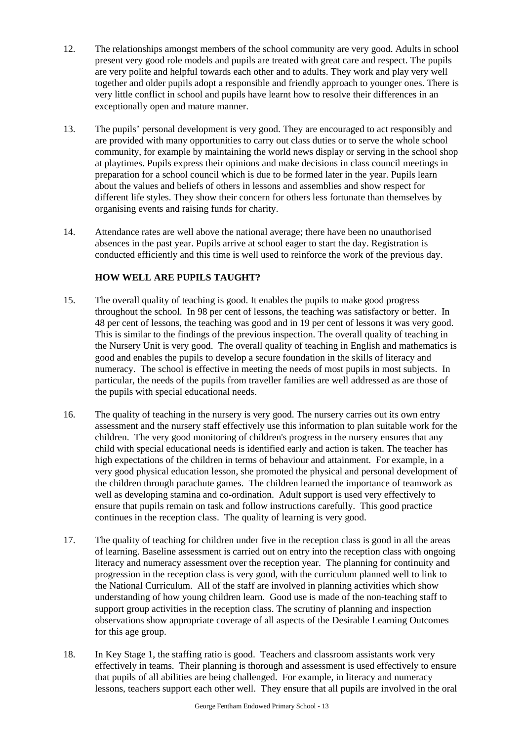12. The relationships amongst members of the school community are very good. Adults in school present very good role models and pupils are treated with great care and respect. The pupils are very polite and helpful towards each other and to adults. They work and play very well together and older pupils adopt a responsible and friendly approach to younger ones. There is very little conflict in school and pupils have learnt how to resolve their differences in an exceptionally open and mature manner.

13. The pupils' personal development is very good. They are encouraged to act responsibly and are provided with many opportunities to carry out class duties or to serve the whole school community, for example by maintaining the world news display or serving in the school shop at playtimes. Pupils express their opinions and make decisions in class council meetings in preparation for a school council which is due to be formed later in the year. Pupils learn about the values and beliefs of others in lessons and assemblies and show respect for different life styles. They show their concern for others less fortunate than themselves by organising events and raising funds for charity.

14. Attendance rates are well above the national average; there have been no unauthorised absences in the past year. Pupils arrive at school eager to start the day. Registration is conducted efficiently and this time is well used to reinforce the work of the previous day.

## HOW WELL ARE PUPILS TAUGHT?

15. The overall quality of teaching is good. It enables the pupils to make good progress throughout the school. In 98 per cent of lessons, the teaching was satisfactory or better. In 48 per cent of lessons, the teaching was good and in 19 per cent of lessons it was very good. This is similar to the findings of the previous inspection. The overall quality of teaching in the Nursery Unit is very good. The overall quality of teaching in English and mathematics is good and enables the pupils to develop a secure foundation in the skills of literacy and numeracy. The school is effective in meeting the needs of most pupils in most subjects. In particular, the needs of the pupils from traveller families are well addressed as are those of the pupils with special educational needs.

16. The quality of teaching in the nursery is very good. The nursery carries out its own entry assessment and the nursery staff effectively use this information to plan suitable work for the children. The very good monitoring of children's progress in the nursery ensures that any child with special educational needs is identified early and action is taken. The teacher has high expectations of the children in terms of behaviour and attainment. For example, in a very good physical education lesson, she promoted the physical and personal development of the children through parachute games. The children learned the importance of teamwork as well as developing stamina and co-ordination. Adult support is used very effectively to ensure that pupils remain on task and follow instructions carefully. This good practice continues in the reception class. The quality of learning is very good.

17. The quality of teaching for children under five in the reception class is good in all the areas of learning. Baseline assessment is carried out on entry into the reception class with ongoing literacy and numeracy assessment over the reception year. The planning for continuity and progression in the reception class is very good, with the curriculum planned well to link to the National Curriculum. All of the staff are involved in planning activities which show understanding of how young children learn. Good use is made of the non-teaching staff to support group activities in the reception class. The scrutiny of planning and inspection observations show appropriate coverage of all aspects of the Desirable Learning Outcomes for this age group.

18. In Key Stage 1, the staffing ratio is good. Teachers and classroom assistants work very effectively in teams. Their planning is thorough and assessment is used effectively to ensure that pupils of all abilities are being challenged. For example, in literacy and numeracy lessons, teachers support each other well. They ensure that all pupils are involved in the oral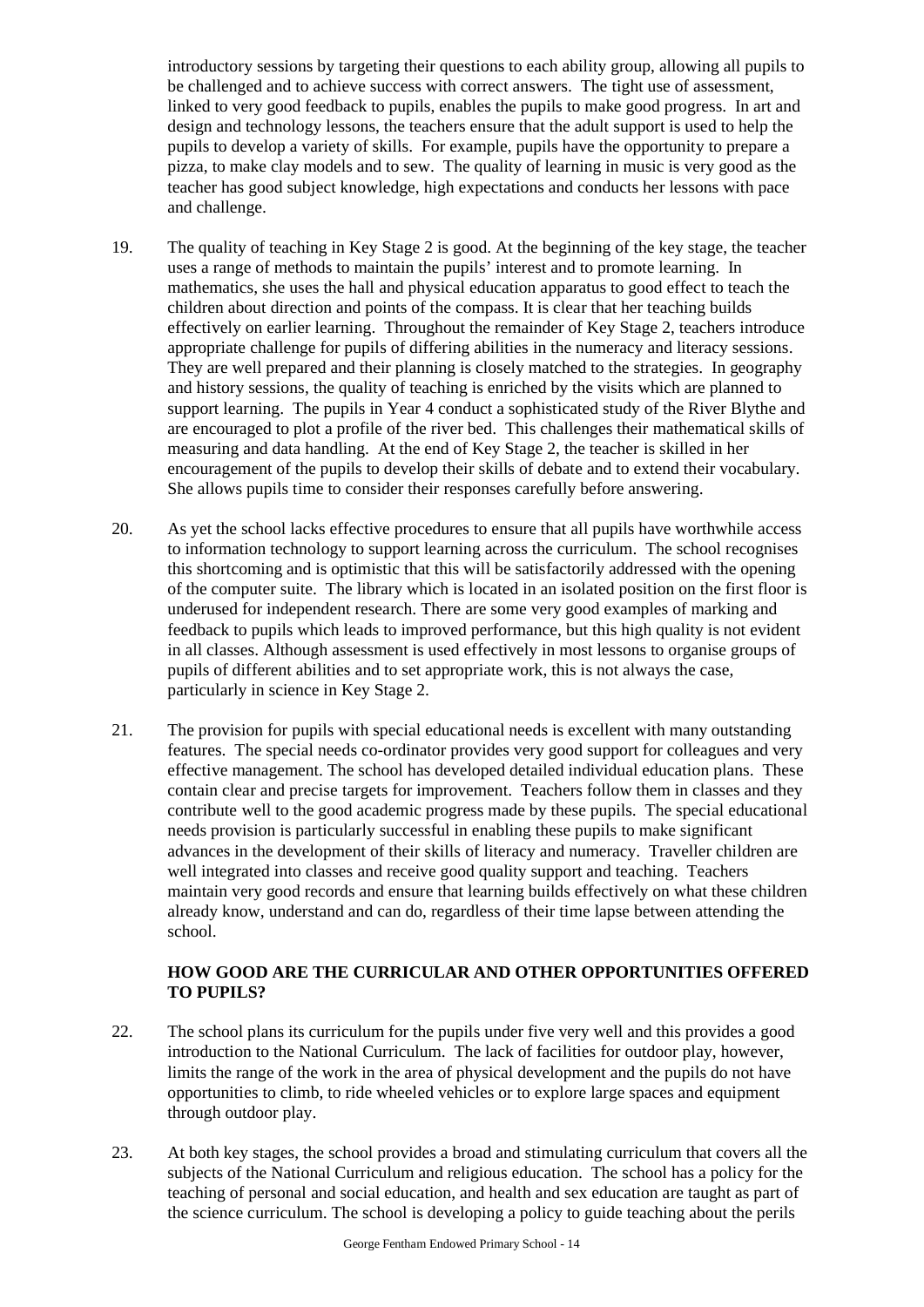introductory sessions by targeting their questions to each ability group, allowing all pupils to be challenged and to achieve success with correct answers. The tight use of assessment, linked to very good feedback to pupils, enables the pupils to make good progress. In art and design and technology lessons, the teachers ensure that the adult support is used to help the pupils to develop a variety of skills. For example, pupils have the opportunity to prepare a pizza, to make clay models and to sew. The quality of learning in music is very good as the teacher has good subject knowledge, high expectations and conducts her lessons with pace and challenge.

19. The quality of teaching in Key Stage 2 is good. At the beginning of the key stage, the teacher uses a range of methods to maintain the pupils' interest and to promote learning. In mathematics, she uses the hall and physical education apparatus to good effect to teach the children about direction and points of the compass. It is clear that her teaching builds effectively on earlier learning. Throughout the remainder of Key Stage 2, teachers introduce appropriate challenge for pupils of differing abilities in the numeracy and literacy sessions. They are well prepared and their planning is closely matched to the strategies. In geography and history sessions, the quality of teaching is enriched by the visits which are planned to support learning. The pupils in Year 4 conduct a sophisticated study of the River Blythe and are encouraged to plot a profile of the river bed. This challenges their mathematical skills of measuring and data handling. At the end of Key Stage 2, the teacher is skilled in her encouragement of the pupils to develop their skills of debate and to extend their vocabulary. She allows pupils time to consider their responses carefully before answering.

20. As yet the school lacks effective procedures to ensure that all pupils have worthwhile access to information technology to support learning across the curriculum. The school recognises this shortcoming and is optimistic that this will be satisfactorily addressed with the opening of the computer suite. The library which is located in an isolated position on the first floor is underused for independent research. There are some very good examples of marking and feedback to pupils which leads to improved performance, but this high quality is not evident in all classes. Although assessment is used effectively in most lessons to organise groups of pupils of different abilities and to set appropriate work, this is not always the case, particularly in science in Key Stage 2.

21. The provision for pupils with special educational needs is excellent with many outstanding features. The special needs co-ordinator provides very good support for colleagues and very effective management. The school has developed detailed individual education plans. These contain clear and precise targets for improvement. Teachers follow them in classes and they contribute well to the good academic progress made by these pupils. The special educational needs provision is particularly successful in enabling these pupils to make significant advances in the development of their skills of literacy and numeracy. Traveller children are well integrated into classes and receive good quality support and teaching. Teachers maintain very good records and ensure that learning builds effectively on what these children already know, understand and can do, regardless of their time lapse between attending the school.

## HOW GOOD ARE THE CURRICULAR AND OTHER OPPORTUNITIES OFFERED TO PUPILS?

22. The school plans its curriculum for the pupils under five very well and this provides a good introduction to the National Curriculum. The lack of facilities for outdoor play, however, limits the range of the work in the area of physical development and the pupils do not have opportunities to climb, to ride wheeled vehicles or to explore large spaces and equipment through outdoor play.

23. At both key stages, the school provides a broad and stimulating curriculum that covers all the subjects of the National Curriculum and religious education. The school has a policy for the teaching of personal and social education, and health and sex education are taught as part of the science curriculum. The school is developing a policy to guide teaching about the perils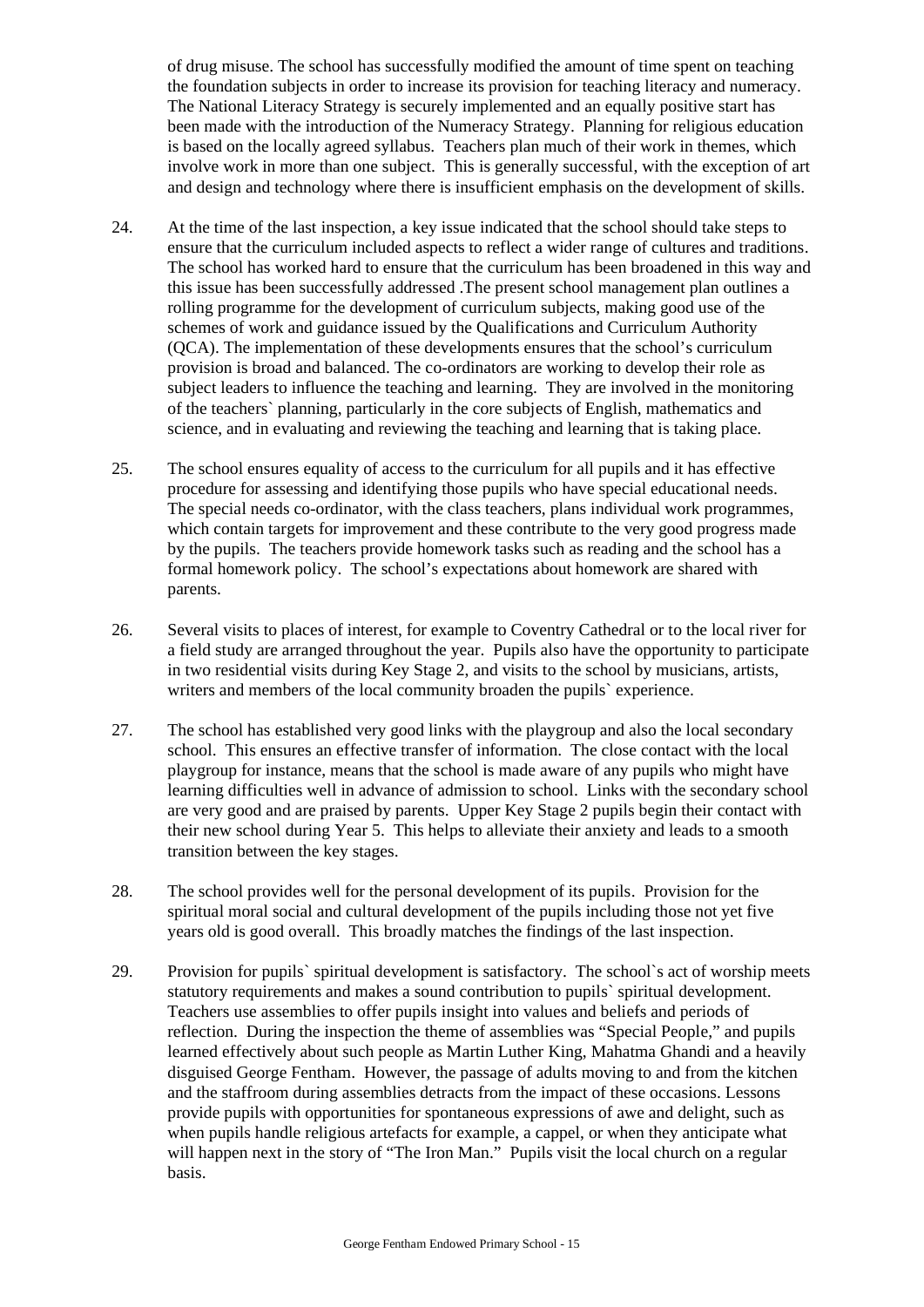of drug misuse. The school has successfully modified the amount of time spent on teaching the foundation subjects in order to increase its provision for teaching literacy and numeracy. The National Literacy Strategy is securely implemented and an equally positive start has been made with the introduction of the Numeracy Strategy. Planning for religious education is based on the locally agreed syllabus. Teachers plan much of their work in themes, which involve work in more than one subject. This is generally successful, with the exception of art and design and technology where there is insufficient emphasis on the development of skills.

24. At the time of the last inspection, a key issue indicated that the school should take steps to ensure that the curriculum included aspects to reflect a wider range of cultures and traditions. The school has worked hard to ensure that the curriculum has been broadened in this way and this issue has been successfully addressed .The present school management plan outlines a rolling programme for the development of curriculum subjects, making good use of the schemes of work and guidance issued by the Qualifications and Curriculum Authority (QCA). The implementation of these developments ensures that the school's curriculum provision is broad and balanced. The co-ordinators are working to develop their role as subject leaders to influence the teaching and learning. They are involved in the monitoring of the teachers` planning, particularly in the core subjects of English, mathematics and science, and in evaluating and reviewing the teaching and learning that is taking place.

25. The school ensures equality of access to the curriculum for all pupils and it has effective procedure for assessing and identifying those pupils who have special educational needs. The special needs co-ordinator, with the class teachers, plans individual work programmes, which contain targets for improvement and these contribute to the very good progress made by the pupils. The teachers provide homework tasks such as reading and the school has a formal homework policy. The school's expectations about homework are shared with parents.

26. Several visits to places of interest, for example to Coventry Cathedral or to the local river for a field study are arranged throughout the year. Pupils also have the opportunity to participate in two residential visits during Key Stage 2, and visits to the school by musicians, artists, writers and members of the local community broaden the pupils` experience.

27. The school has established very good links with the playgroup and also the local secondary school. This ensures an effective transfer of information. The close contact with the local playgroup for instance, means that the school is made aware of any pupils who might have learning difficulties well in advance of admission to school. Links with the secondary school are very good and are praised by parents. Upper Key Stage 2 pupils begin their contact with their new school during Year 5. This helps to alleviate their anxiety and leads to a smooth transition between the key stages.

28. The school provides well for the personal development of its pupils. Provision for the spiritual moral social and cultural development of the pupils including those not yet five years old is good overall. This broadly matches the findings of the last inspection.

29. Provision for pupils` spiritual development is satisfactory. The school`s act of worship meets statutory requirements and makes a sound contribution to pupils` spiritual development. Teachers use assemblies to offer pupils insight into values and beliefs and periods of reflection. During the inspection the theme of assemblies was "Special People," and pupils learned effectively about such people as Martin Luther King, Mahatma Ghandi and a heavily disguised George Fentham. However, the passage of adults moving to and from the kitchen and the staffroom during assemblies detracts from the impact of these occasions. Lessons provide pupils with opportunities for spontaneous expressions of awe and delight, such as when pupils handle religious artefacts for example, a cappel, or when they anticipate what will happen next in the story of "The Iron Man." Pupils visit the local church on a regular basis.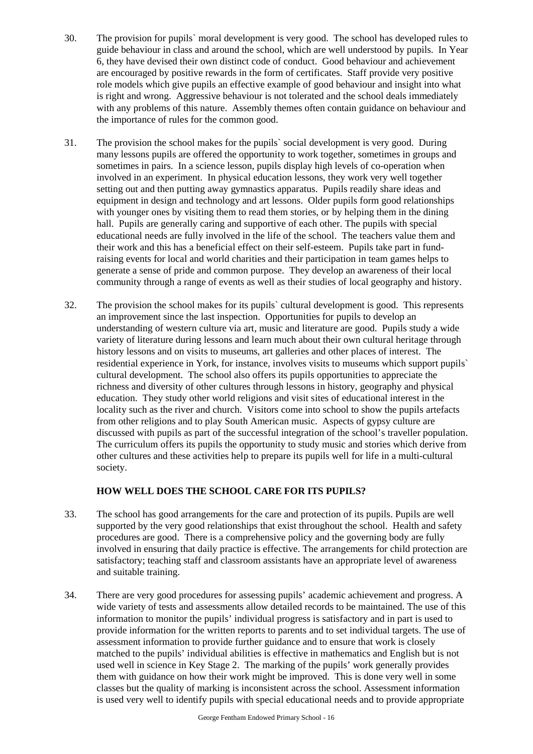30. The provision for pupils` moral development is very good. The school has developed rules to guide behaviour in class and around the school, which are well understood by pupils. In Year 6, they have devised their own distinct code of conduct. Good behaviour and achievement are encouraged by positive rewards in the form of certificates. Staff provide very positive role models which give pupils an effective example of good behaviour and insight into what is right and wrong. Aggressive behaviour is not tolerated and the school deals immediately with any problems of this nature. Assembly themes often contain guidance on behaviour and the importance of rules for the common good.

31. The provision the school makes for the pupils` social development is very good. During many lessons pupils are offered the opportunity to work together, sometimes in groups and sometimes in pairs. In a science lesson, pupils display high levels of co-operation when involved in an experiment. In physical education lessons, they work very well together setting out and then putting away gymnastics apparatus. Pupils readily share ideas and equipment in design and technology and art lessons. Older pupils form good relationships with younger ones by visiting them to read them stories, or by helping them in the dining hall. Pupils are generally caring and supportive of each other. The pupils with special educational needs are fully involved in the life of the school. The teachers value them and their work and this has a beneficial effect on their self-esteem. Pupils take part in fund-raising events for local and world charities and their participation in team games helps to generate a sense of pride and common purpose. They develop an awareness of their local community through a range of events as well as their studies of local geography and history.

32. The provision the school makes for its pupils` cultural development is good. This represents an improvement since the last inspection. Opportunities for pupils to develop an understanding of western culture via art, music and literature are good. Pupils study a wide variety of literature during lessons and learn much about their own cultural heritage through history lessons and on visits to museums, art galleries and other places of interest. The residential experience in York, for instance, involves visits to museums which support pupils` cultural development. The school also offers its pupils opportunities to appreciate the richness and diversity of other cultures through lessons in history, geography and physical education. They study other world religions and visit sites of educational interest in the locality such as the river and church. Visitors come into school to show the pupils artefacts from other religions and to play South American music. Aspects of gypsy culture are discussed with pupils as part of the successful integration of the school's traveller population. The curriculum offers its pupils the opportunity to study music and stories which derive from other cultures and these activities help to prepare its pupils well for life in a multi-cultural society.

## HOW WELL DOES THE SCHOOL CARE FOR ITS PUPILS?

33. The school has good arrangements for the care and protection of its pupils. Pupils are well supported by the very good relationships that exist throughout the school. Health and safety procedures are good. There is a comprehensive policy and the governing body are fully involved in ensuring that daily practice is effective. The arrangements for child protection are satisfactory; teaching staff and classroom assistants have an appropriate level of awareness and suitable training.

34. There are very good procedures for assessing pupils' academic achievement and progress. A wide variety of tests and assessments allow detailed records to be maintained. The use of this information to monitor the pupils' individual progress is satisfactory and in part is used to provide information for the written reports to parents and to set individual targets. The use of assessment information to provide further guidance and to ensure that work is closely matched to the pupils' individual abilities is effective in mathematics and English but is not used well in science in Key Stage 2. The marking of the pupils' work generally provides them with guidance on how their work might be improved. This is done very well in some classes but the quality of marking is inconsistent across the school. Assessment information is used very well to identify pupils with special educational needs and to provide appropriate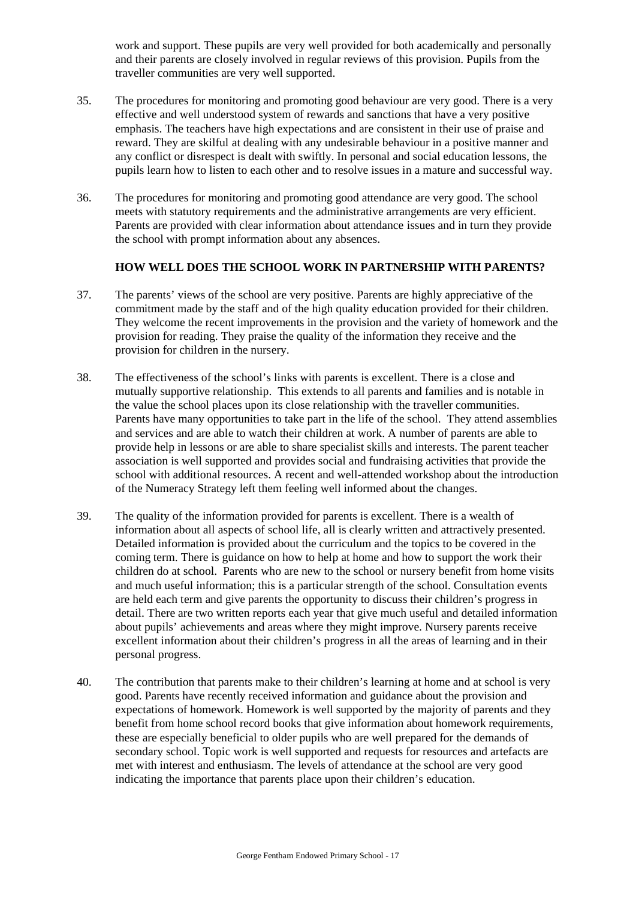work and support. These pupils are very well provided for both academically and personally and their parents are closely involved in regular reviews of this provision. Pupils from the traveller communities are very well supported.

35. The procedures for monitoring and promoting good behaviour are very good. There is a very effective and well understood system of rewards and sanctions that have a very positive emphasis. The teachers have high expectations and are consistent in their use of praise and reward. They are skilful at dealing with any undesirable behaviour in a positive manner and any conflict or disrespect is dealt with swiftly. In personal and social education lessons, the pupils learn how to listen to each other and to resolve issues in a mature and successful way.

36. The procedures for monitoring and promoting good attendance are very good. The school meets with statutory requirements and the administrative arrangements are very efficient. Parents are provided with clear information about attendance issues and in turn they provide the school with prompt information about any absences.

## HOW WELL DOES THE SCHOOL WORK IN PARTNERSHIP WITH PARENTS?

37. The parents' views of the school are very positive. Parents are highly appreciative of the commitment made by the staff and of the high quality education provided for their children. They welcome the recent improvements in the provision and the variety of homework and the provision for reading. They praise the quality of the information they receive and the provision for children in the nursery.

38. The effectiveness of the school's links with parents is excellent. There is a close and mutually supportive relationship. This extends to all parents and families and is notable in the value the school places upon its close relationship with the traveller communities. Parents have many opportunities to take part in the life of the school. They attend assemblies and services and are able to watch their children at work. A number of parents are able to provide help in lessons or are able to share specialist skills and interests. The parent teacher association is well supported and provides social and fundraising activities that provide the school with additional resources. A recent and well-attended workshop about the introduction of the Numeracy Strategy left them feeling well informed about the changes.

39. The quality of the information provided for parents is excellent. There is a wealth of information about all aspects of school life, all is clearly written and attractively presented. Detailed information is provided about the curriculum and the topics to be covered in the coming term. There is guidance on how to help at home and how to support the work their children do at school. Parents who are new to the school or nursery benefit from home visits and much useful information; this is a particular strength of the school. Consultation events are held each term and give parents the opportunity to discuss their children's progress in detail. There are two written reports each year that give much useful and detailed information about pupils' achievements and areas where they might improve. Nursery parents receive excellent information about their children's progress in all the areas of learning and in their personal progress.

40. The contribution that parents make to their children's learning at home and at school is very good. Parents have recently received information and guidance about the provision and expectations of homework. Homework is well supported by the majority of parents and they benefit from home school record books that give information about homework requirements, these are especially beneficial to older pupils who are well prepared for the demands of secondary school. Topic work is well supported and requests for resources and artefacts are met with interest and enthusiasm. The levels of attendance at the school are very good indicating the importance that parents place upon their children's education.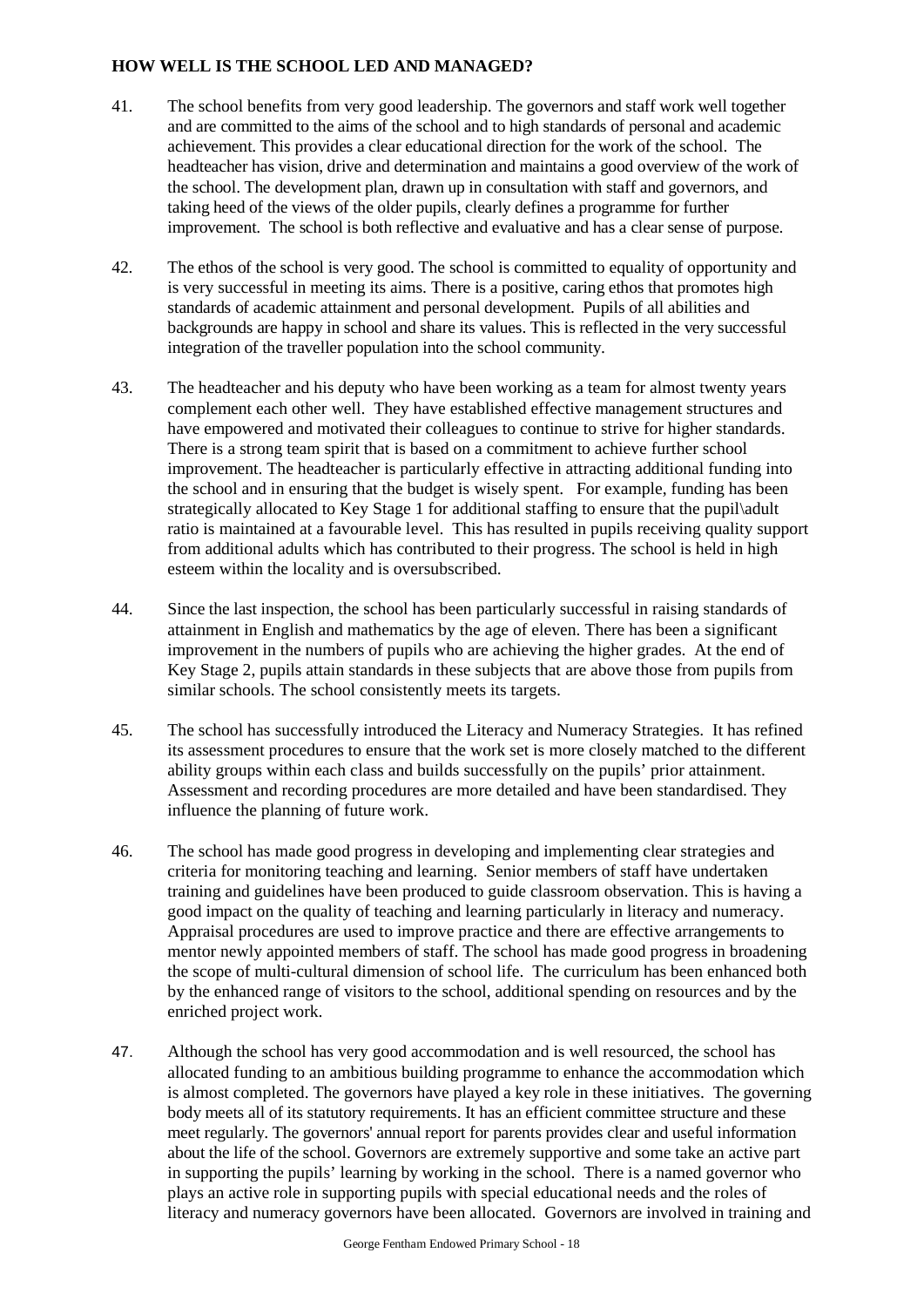**HOW WELL IS THE SCHOOL LED AND MANAGED?**

41. The school benefits from very good leadership. The governors and staff work well together and are committed to the aims of the school and to high standards of personal and academic achievement. This provides a clear educational direction for the work of the school. The headteacher has vision, drive and determination and maintains a good overview of the work of the school. The development plan, drawn up in consultation with staff and governors, and taking heed of the views of the older pupils, clearly defines a programme for further improvement. The school is both reflective and evaluative and has a clear sense of purpose.

42. The ethos of the school is very good. The school is committed to equality of opportunity and is very successful in meeting its aims. There is a positive, caring ethos that promotes high standards of academic attainment and personal development. Pupils of all abilities and backgrounds are happy in school and share its values. This is reflected in the very successful integration of the traveller population into the school community.

43. The headteacher and his deputy who have been working as a team for almost twenty years complement each other well. They have established effective management structures and have empowered and motivated their colleagues to continue to strive for higher standards. There is a strong team spirit that is based on a commitment to achieve further school improvement. The headteacher is particularly effective in attracting additional funding into the school and in ensuring that the budget is wisely spent. For example, funding has been strategically allocated to Key Stage 1 for additional staffing to ensure that the pupil\adult ratio is maintained at a favourable level. This has resulted in pupils receiving quality support from additional adults which has contributed to their progress. The school is held in high esteem within the locality and is oversubscribed.

44. Since the last inspection, the school has been particularly successful in raising standards of attainment in English and mathematics by the age of eleven. There has been a significant improvement in the numbers of pupils who are achieving the higher grades. At the end of Key Stage 2, pupils attain standards in these subjects that are above those from pupils from similar schools. The school consistently meets its targets.

45. The school has successfully introduced the Literacy and Numeracy Strategies. It has refined its assessment procedures to ensure that the work set is more closely matched to the different ability groups within each class and builds successfully on the pupils' prior attainment. Assessment and recording procedures are more detailed and have been standardised. They influence the planning of future work.

46. The school has made good progress in developing and implementing clear strategies and criteria for monitoring teaching and learning. Senior members of staff have undertaken training and guidelines have been produced to guide classroom observation. This is having a good impact on the quality of teaching and learning particularly in literacy and numeracy. Appraisal procedures are used to improve practice and there are effective arrangements to mentor newly appointed members of staff. The school has made good progress in broadening the scope of multi-cultural dimension of school life. The curriculum has been enhanced both by the enhanced range of visitors to the school, additional spending on resources and by the enriched project work.

47. Although the school has very good accommodation and is well resourced, the school has allocated funding to an ambitious building programme to enhance the accommodation which is almost completed. The governors have played a key role in these initiatives. The governing body meets all of its statutory requirements. It has an efficient committee structure and these meet regularly. The governors' annual report for parents provides clear and useful information about the life of the school. Governors are extremely supportive and some take an active part in supporting the pupils' learning by working in the school. There is a named governor who plays an active role in supporting pupils with special educational needs and the roles of literacy and numeracy governors have been allocated. Governors are involved in training and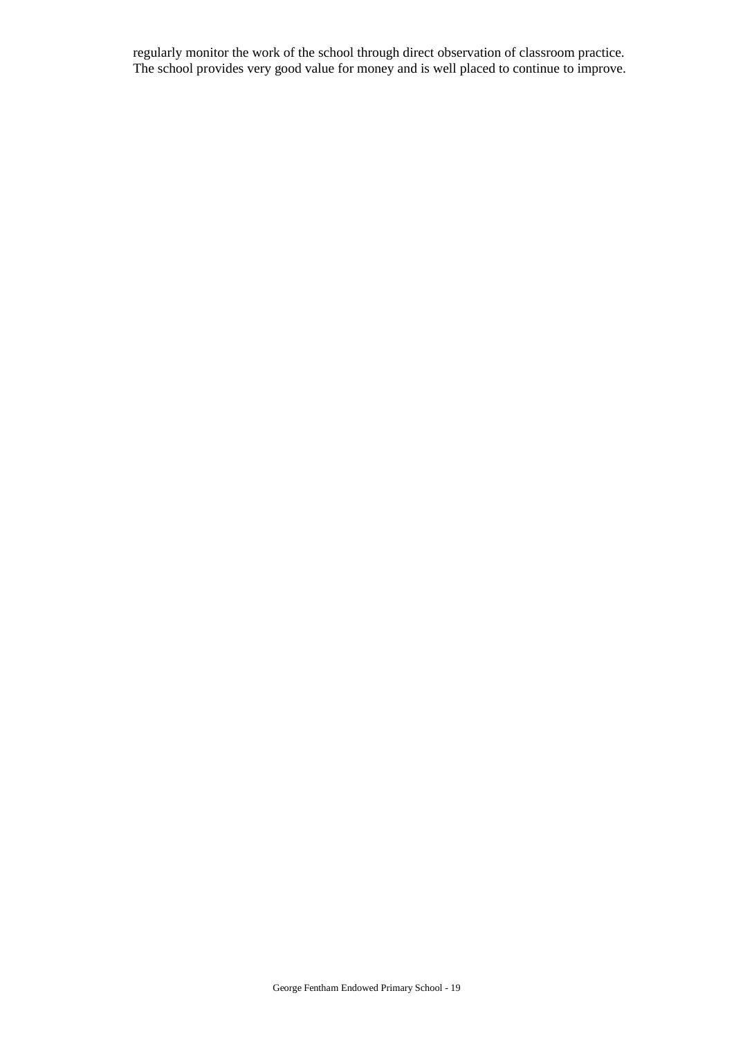regularly monitor the work of the school through direct observation of classroom practice. The school provides very good value for money and is well placed to continue to improve.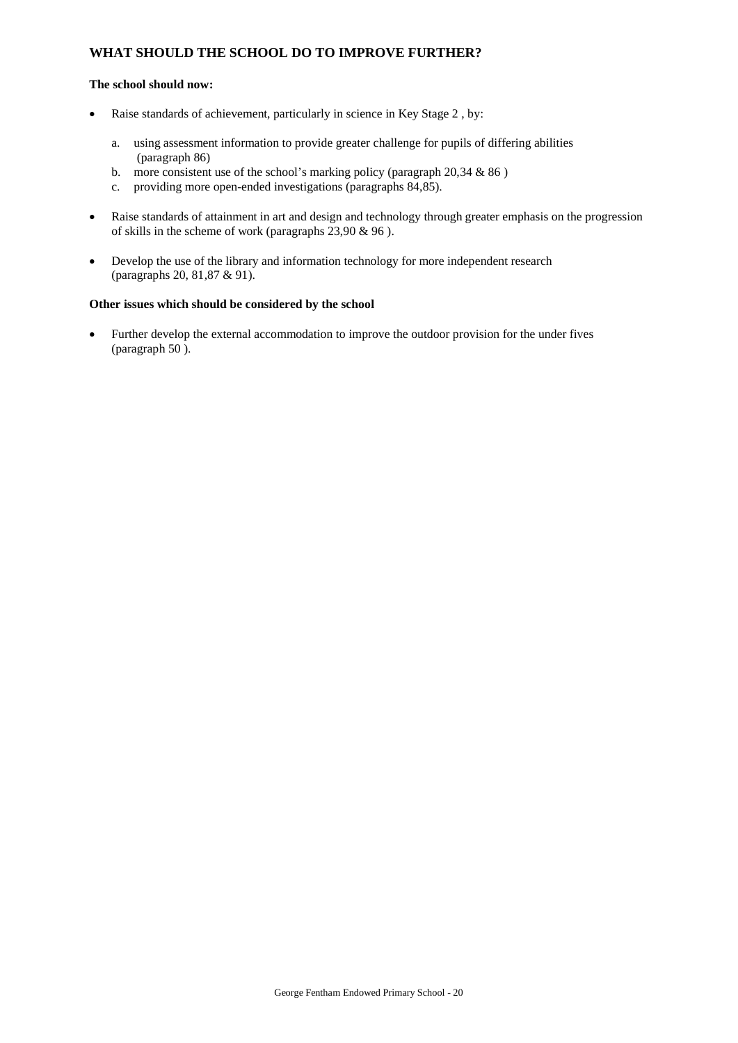## WHAT SHOULD THE SCHOOL DO TO IMPROVE FURTHER?

**The school should now:**

- Raise standards of achievement, particularly in science in Key Stage 2 , by:

    a. using assessment information to provide greater challenge for pupils of differing abilities (paragraph 86)
    b. more consistent use of the school's marking policy (paragraph 20,34 & 86 )
    c. providing more open-ended investigations (paragraphs 84,85).

- Raise standards of attainment in art and design and technology through greater emphasis on the progression of skills in the scheme of work (paragraphs 23,90 & 96 ).

- Develop the use of the library and information technology for more independent research (paragraphs 20, 81,87 & 91).

**Other issues which should be considered by the school**

- Further develop the external accommodation to improve the outdoor provision for the under fives (paragraph 50 ).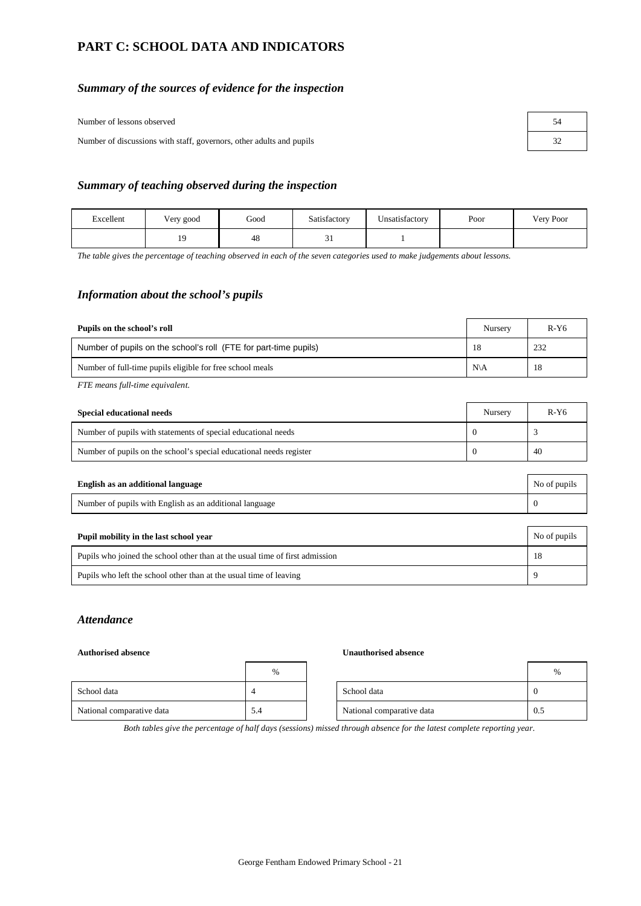## PART C: SCHOOL DATA AND INDICATORS

### *Summary of the sources of evidence for the inspection*

| | |
|---|---|
| Number of lessons observed | 54 |
| Number of discussions with staff, governors, other adults and pupils | 32 |

### *Summary of teaching observed during the inspection*

| Excellent | Very good | Good | Satisfactory | Unsatisfactory | Poor | Very Poor |
|---|---|---|---|---|---|---|
| | 19 | 48 | 31 | 1 | | |

*The table gives the percentage of teaching observed in each of the seven categories used to make judgements about lessons.*

### *Information about the school's pupils*

| **Pupils on the school's roll** | Nursery | R-Y6 |
|---|---|---|
| Number of pupils on the school's roll (FTE for part-time pupils) | 18 | 232 |
| Number of full-time pupils eligible for free school meals | N\A | 18 |

*FTE means full-time equivalent.*

| **Special educational needs** | Nursery | R-Y6 |
|---|---|---|
| Number of pupils with statements of special educational needs | 0 | 3 |
| Number of pupils on the school's special educational needs register | 0 | 40 |

| **English as an additional language** | No of pupils |
|---|---|
| Number of pupils with English as an additional language | 0 |

| **Pupil mobility in the last school year** | No of pupils |
|---|---|
| Pupils who joined the school other than at the usual time of first admission | 18 |
| Pupils who left the school other than at the usual time of leaving | 9 |

### *Attendance*

**Authorised absence**

| | % |
|---|---|
| School data | 4 |
| National comparative data | 5.4 |

**Unauthorised absence**

| | % |
|---|---|
| School data | 0 |
| National comparative data | 0.5 |

*Both tables give the percentage of half days (sessions) missed through absence for the latest complete reporting year.*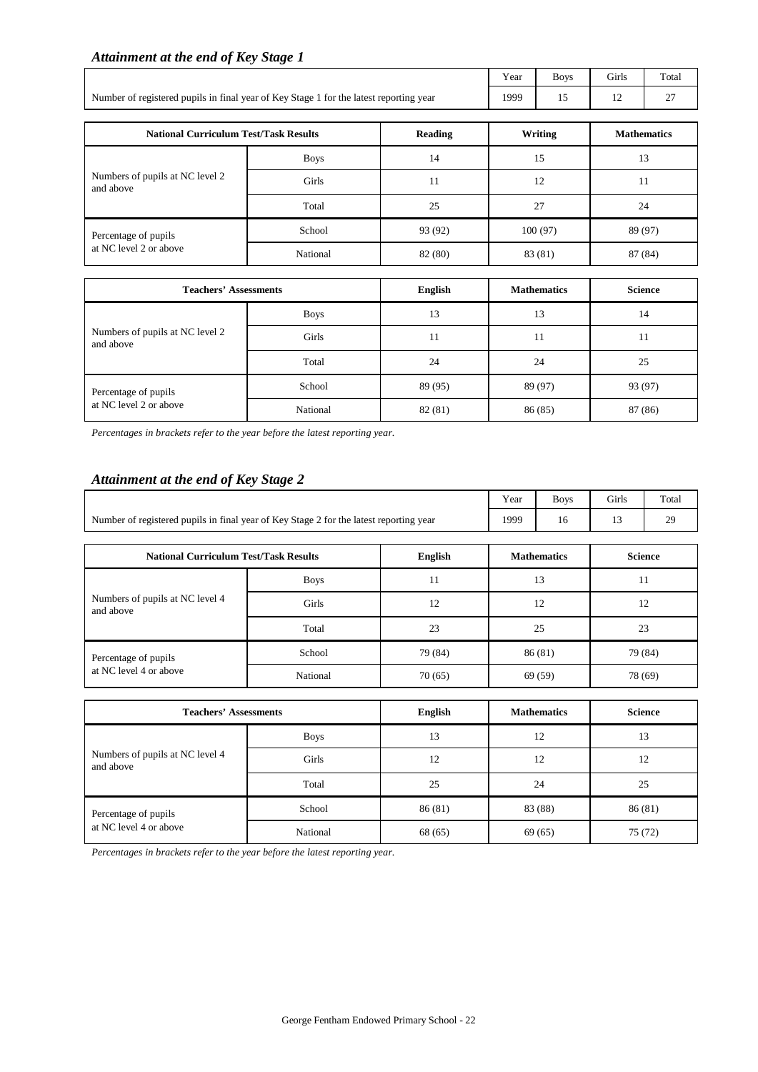### *Attainment at the end of Key Stage 1*

| | Year | Boys | Girls | Total |
|---|---|---|---|---|
| Number of registered pupils in final year of Key Stage 1 for the latest reporting year | 1999 | 15 | 12 | 27 |

| National Curriculum Test/Task Results | | Reading | Writing | Mathematics |
|---|---|---|---|---|
| Numbers of pupils at NC level 2 and above | Boys | 14 | 15 | 13 |
| | Girls | 11 | 12 | 11 |
| | Total | 25 | 27 | 24 |
| Percentage of pupils at NC level 2 or above | School | 93 (92) | 100 (97) | 89 (97) |
| | National | 82 (80) | 83 (81) | 87 (84) |

| Teachers' Assessments | | English | Mathematics | Science |
|---|---|---|---|---|
| Numbers of pupils at NC level 2 and above | Boys | 13 | 13 | 14 |
| | Girls | 11 | 11 | 11 |
| | Total | 24 | 24 | 25 |
| Percentage of pupils at NC level 2 or above | School | 89 (95) | 89 (97) | 93 (97) |
| | National | 82 (81) | 86 (85) | 87 (86) |

*Percentages in brackets refer to the year before the latest reporting year.*

### *Attainment at the end of Key Stage 2*

| | Year | Boys | Girls | Total |
|---|---|---|---|---|
| Number of registered pupils in final year of Key Stage 2 for the latest reporting year | 1999 | 16 | 13 | 29 |

| National Curriculum Test/Task Results | | English | Mathematics | Science |
|---|---|---|---|---|
| Numbers of pupils at NC level 4 and above | Boys | 11 | 13 | 11 |
| | Girls | 12 | 12 | 12 |
| | Total | 23 | 25 | 23 |
| Percentage of pupils at NC level 4 or above | School | 79 (84) | 86 (81) | 79 (84) |
| | National | 70 (65) | 69 (59) | 78 (69) |

| Teachers' Assessments | | English | Mathematics | Science |
|---|---|---|---|---|
| Numbers of pupils at NC level 4 and above | Boys | 13 | 12 | 13 |
| | Girls | 12 | 12 | 12 |
| | Total | 25 | 24 | 25 |
| Percentage of pupils at NC level 4 or above | School | 86 (81) | 83 (88) | 86 (81) |
| | National | 68 (65) | 69 (65) | 75 (72) |

*Percentages in brackets refer to the year before the latest reporting year.*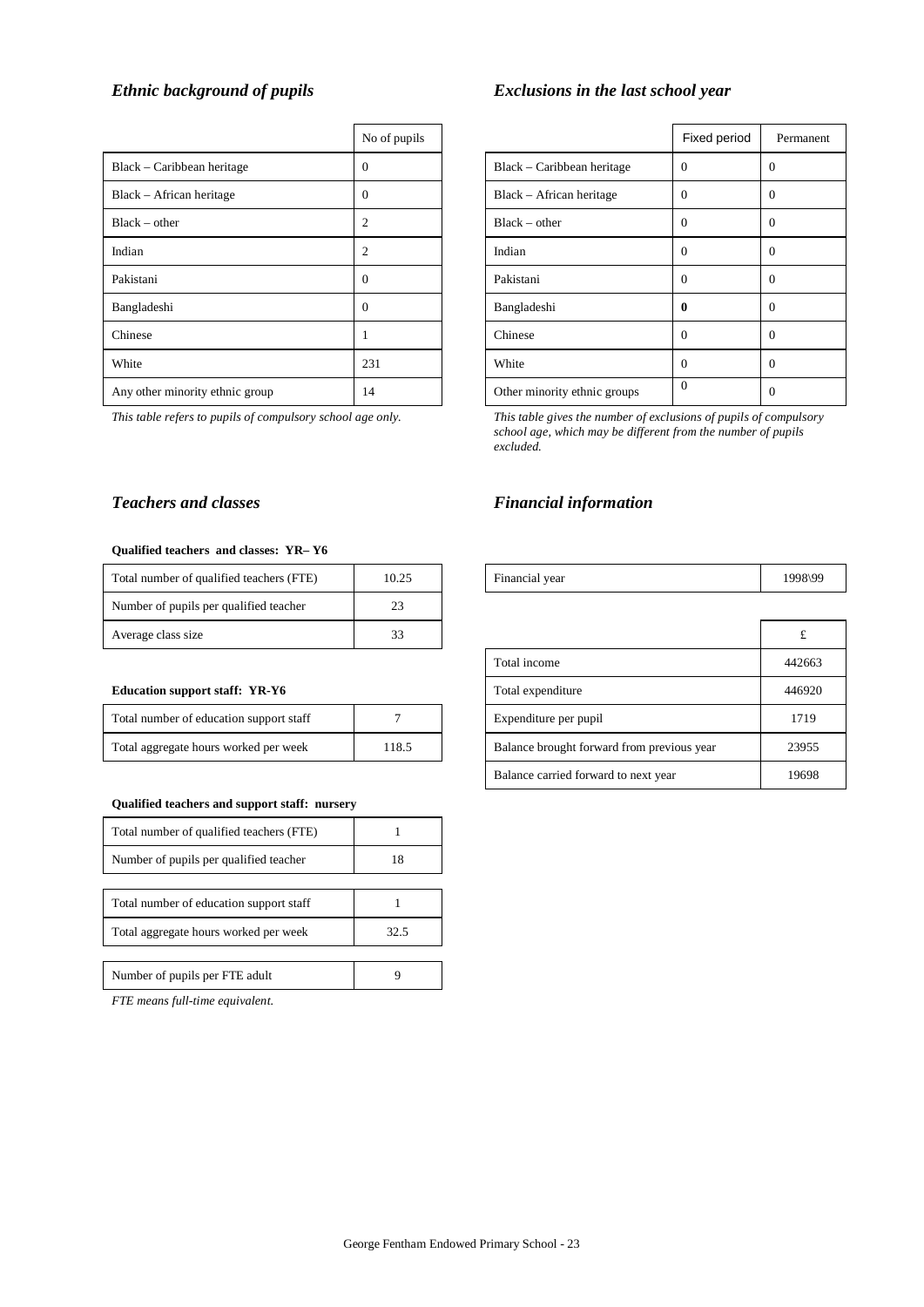### *Ethnic background of pupils*

| | No of pupils |
|---|---|
| Black – Caribbean heritage | 0 |
| Black – African heritage | 0 |
| Black – other | 2 |
| Indian | 2 |
| Pakistani | 0 |
| Bangladeshi | 0 |
| Chinese | 1 |
| White | 231 |
| Any other minority ethnic group | 14 |

*This table refers to pupils of compulsory school age only.*

### *Exclusions in the last school year*

| | Fixed period | Permanent |
|---|---|---|
| Black – Caribbean heritage | 0 | 0 |
| Black – African heritage | 0 | 0 |
| Black – other | 0 | 0 |
| Indian | 0 | 0 |
| Pakistani | 0 | 0 |
| Bangladeshi | **0** | 0 |
| Chinese | 0 | 0 |
| White | 0 | 0 |
| Other minority ethnic groups | 0 | 0 |

*This table gives the number of exclusions of pupils of compulsory school age, which may be different from the number of pupils excluded.*

### *Teachers and classes*

**Qualified teachers and classes: YR– Y6**

| | |
|---|---|
| Total number of qualified teachers (FTE) | 10.25 |
| Number of pupils per qualified teacher | 23 |
| Average class size | 33 |

**Education support staff: YR-Y6**

| | |
|---|---|
| Total number of education support staff | 7 |
| Total aggregate hours worked per week | 118.5 |

**Qualified teachers and support staff: nursery**

| | |
|---|---|
| Total number of qualified teachers (FTE) | 1 |
| Number of pupils per qualified teacher | 18 |
| Total number of education support staff | 1 |
| Total aggregate hours worked per week | 32.5 |
| Number of pupils per FTE adult | 9 |

*FTE means full-time equivalent.*

### *Financial information*

| | |
|---|---|
| Financial year | 1998\99 |

| | £ |
|---|---|
| Total income | 442663 |
| Total expenditure | 446920 |
| Expenditure per pupil | 1719 |
| Balance brought forward from previous year | 23955 |
| Balance carried forward to next year | 19698 |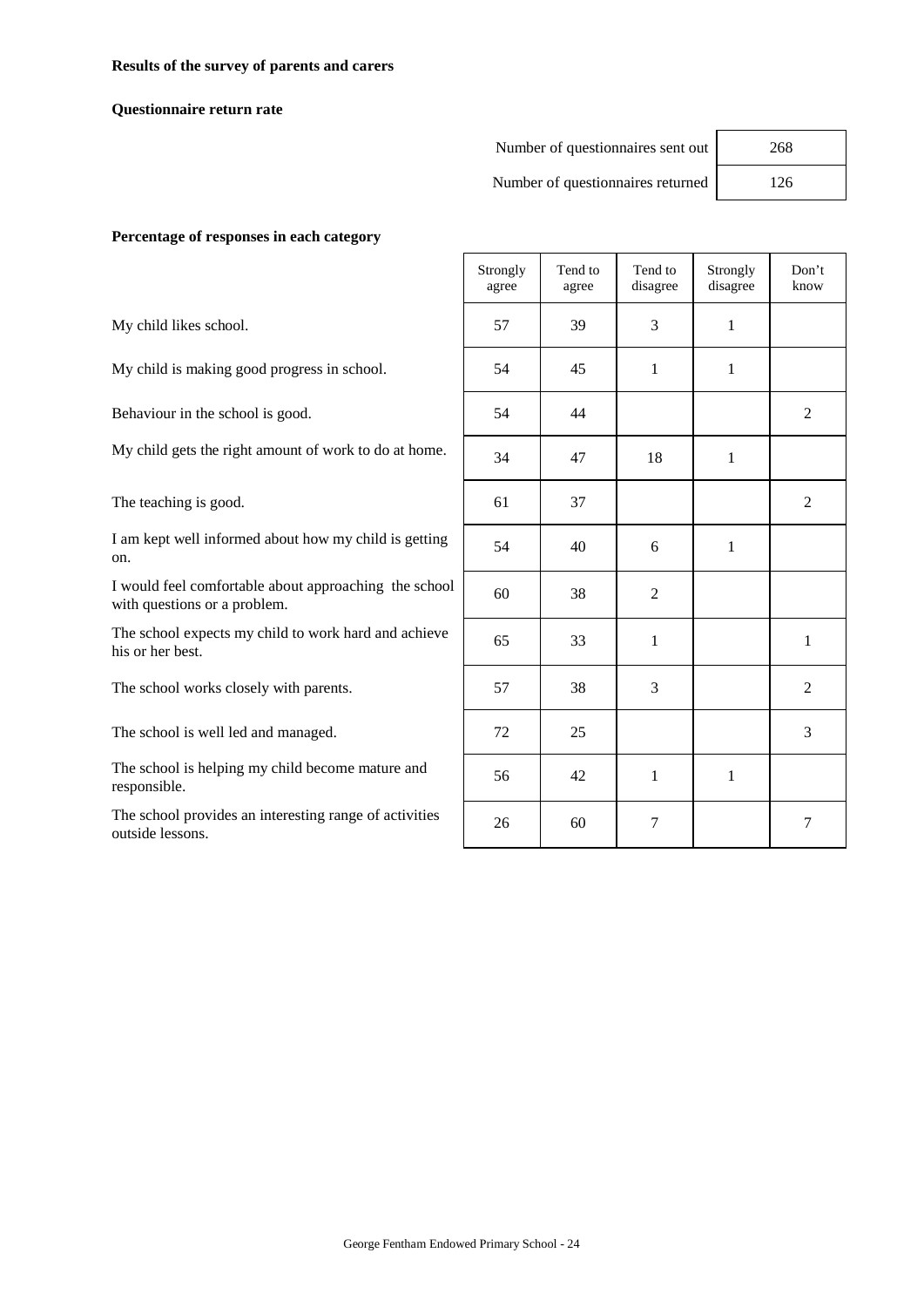**Results of the survey of parents and carers**

**Questionnaire return rate**

| | |
|---|---|
| Number of questionnaires sent out | 268 |
| Number of questionnaires returned | 126 |

**Percentage of responses in each category**

| | Strongly agree | Tend to agree | Tend to disagree | Strongly disagree | Don't know |
|---|---|---|---|---|---|
| My child likes school. | 57 | 39 | 3 | 1 | |
| My child is making good progress in school. | 54 | 45 | 1 | 1 | |
| Behaviour in the school is good. | 54 | 44 | | | 2 |
| My child gets the right amount of work to do at home. | 34 | 47 | 18 | 1 | |
| The teaching is good. | 61 | 37 | | | 2 |
| I am kept well informed about how my child is getting on. | 54 | 40 | 6 | 1 | |
| I would feel comfortable about approaching the school with questions or a problem. | 60 | 38 | 2 | | |
| The school expects my child to work hard and achieve his or her best. | 65 | 33 | 1 | | 1 |
| The school works closely with parents. | 57 | 38 | 3 | | 2 |
| The school is well led and managed. | 72 | 25 | | | 3 |
| The school is helping my child become mature and responsible. | 56 | 42 | 1 | 1 | |
| The school provides an interesting range of activities outside lessons. | 26 | 60 | 7 | | 7 |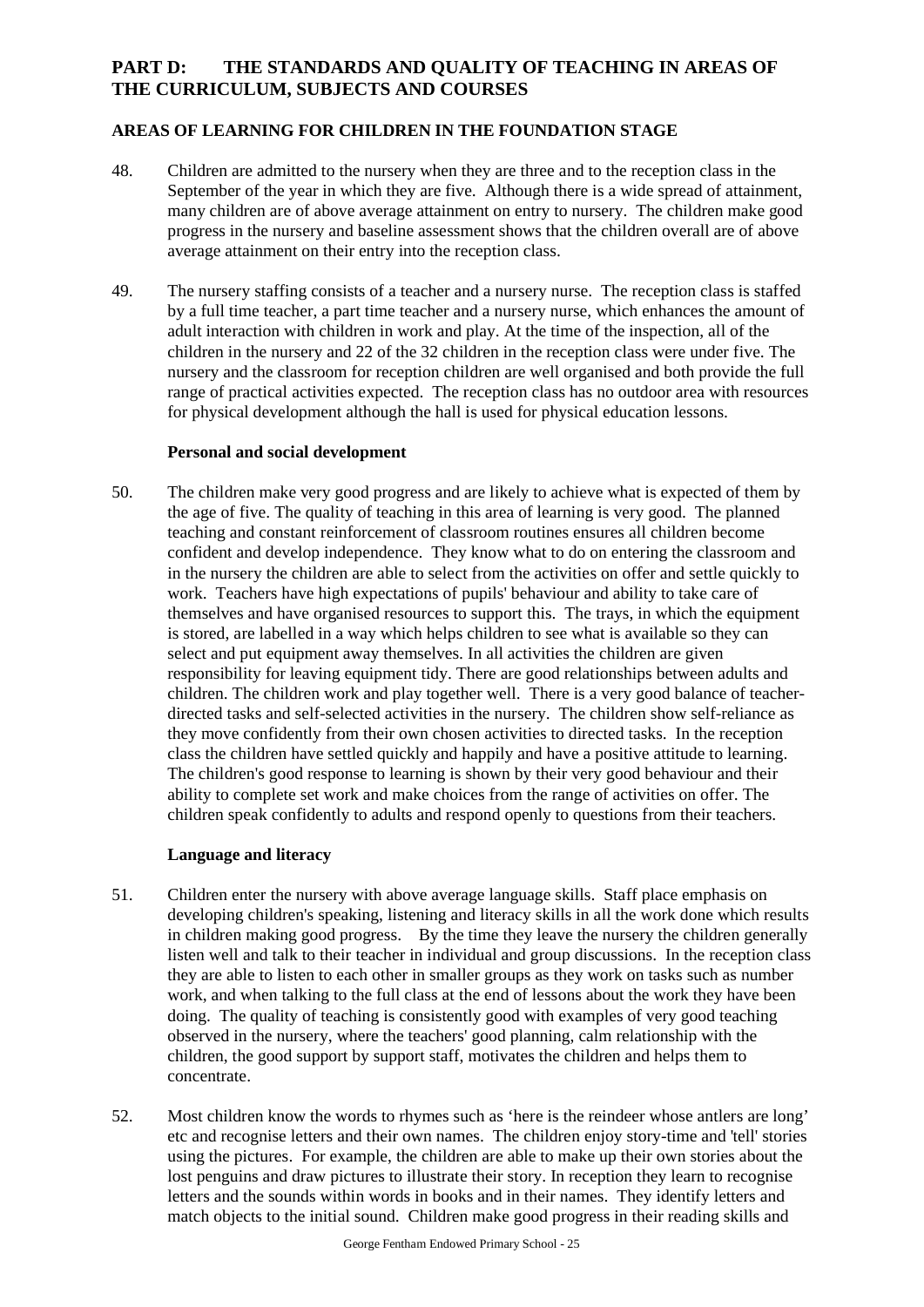## PART D: THE STANDARDS AND QUALITY OF TEACHING IN AREAS OF THE CURRICULUM, SUBJECTS AND COURSES

### AREAS OF LEARNING FOR CHILDREN IN THE FOUNDATION STAGE

48. Children are admitted to the nursery when they are three and to the reception class in the September of the year in which they are five. Although there is a wide spread of attainment, many children are of above average attainment on entry to nursery. The children make good progress in the nursery and baseline assessment shows that the children overall are of above average attainment on their entry into the reception class.

49. The nursery staffing consists of a teacher and a nursery nurse. The reception class is staffed by a full time teacher, a part time teacher and a nursery nurse, which enhances the amount of adult interaction with children in work and play. At the time of the inspection, all of the children in the nursery and 22 of the 32 children in the reception class were under five. The nursery and the classroom for reception children are well organised and both provide the full range of practical activities expected. The reception class has no outdoor area with resources for physical development although the hall is used for physical education lessons.

#### Personal and social development

50. The children make very good progress and are likely to achieve what is expected of them by the age of five. The quality of teaching in this area of learning is very good. The planned teaching and constant reinforcement of classroom routines ensures all children become confident and develop independence. They know what to do on entering the classroom and in the nursery the children are able to select from the activities on offer and settle quickly to work. Teachers have high expectations of pupils' behaviour and ability to take care of themselves and have organised resources to support this. The trays, in which the equipment is stored, are labelled in a way which helps children to see what is available so they can select and put equipment away themselves. In all activities the children are given responsibility for leaving equipment tidy. There are good relationships between adults and children. The children work and play together well. There is a very good balance of teacher-directed tasks and self-selected activities in the nursery. The children show self-reliance as they move confidently from their own chosen activities to directed tasks. In the reception class the children have settled quickly and happily and have a positive attitude to learning. The children's good response to learning is shown by their very good behaviour and their ability to complete set work and make choices from the range of activities on offer. The children speak confidently to adults and respond openly to questions from their teachers.

#### Language and literacy

51. Children enter the nursery with above average language skills. Staff place emphasis on developing children's speaking, listening and literacy skills in all the work done which results in children making good progress. By the time they leave the nursery the children generally listen well and talk to their teacher in individual and group discussions. In the reception class they are able to listen to each other in smaller groups as they work on tasks such as number work, and when talking to the full class at the end of lessons about the work they have been doing. The quality of teaching is consistently good with examples of very good teaching observed in the nursery, where the teachers' good planning, calm relationship with the children, the good support by support staff, motivates the children and helps them to concentrate.

52. Most children know the words to rhymes such as 'here is the reindeer whose antlers are long' etc and recognise letters and their own names. The children enjoy story-time and 'tell' stories using the pictures. For example, the children are able to make up their own stories about the lost penguins and draw pictures to illustrate their story. In reception they learn to recognise letters and the sounds within words in books and in their names. They identify letters and match objects to the initial sound. Children make good progress in their reading skills and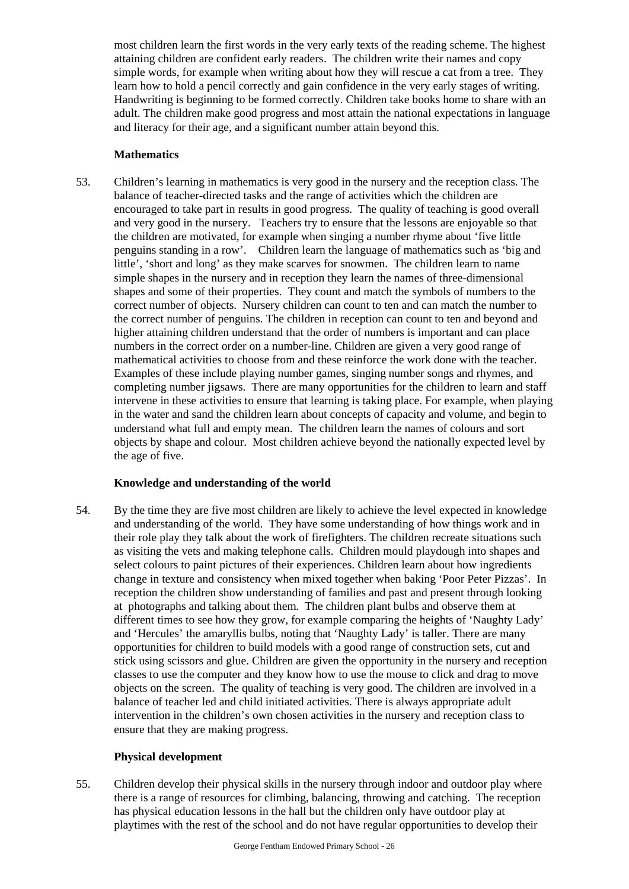most children learn the first words in the very early texts of the reading scheme. The highest attaining children are confident early readers. The children write their names and copy simple words, for example when writing about how they will rescue a cat from a tree. They learn how to hold a pencil correctly and gain confidence in the very early stages of writing. Handwriting is beginning to be formed correctly. Children take books home to share with an adult. The children make good progress and most attain the national expectations in language and literacy for their age, and a significant number attain beyond this.

### Mathematics

53. Children's learning in mathematics is very good in the nursery and the reception class. The balance of teacher-directed tasks and the range of activities which the children are encouraged to take part in results in good progress. The quality of teaching is good overall and very good in the nursery. Teachers try to ensure that the lessons are enjoyable so that the children are motivated, for example when singing a number rhyme about 'five little penguins standing in a row'. Children learn the language of mathematics such as 'big and little', 'short and long' as they make scarves for snowmen. The children learn to name simple shapes in the nursery and in reception they learn the names of three-dimensional shapes and some of their properties. They count and match the symbols of numbers to the correct number of objects. Nursery children can count to ten and can match the number to the correct number of penguins. The children in reception can count to ten and beyond and higher attaining children understand that the order of numbers is important and can place numbers in the correct order on a number-line. Children are given a very good range of mathematical activities to choose from and these reinforce the work done with the teacher. Examples of these include playing number games, singing number songs and rhymes, and completing number jigsaws. There are many opportunities for the children to learn and staff intervene in these activities to ensure that learning is taking place. For example, when playing in the water and sand the children learn about concepts of capacity and volume, and begin to understand what full and empty mean. The children learn the names of colours and sort objects by shape and colour. Most children achieve beyond the nationally expected level by the age of five.

### Knowledge and understanding of the world

54. By the time they are five most children are likely to achieve the level expected in knowledge and understanding of the world. They have some understanding of how things work and in their role play they talk about the work of firefighters. The children recreate situations such as visiting the vets and making telephone calls. Children mould playdough into shapes and select colours to paint pictures of their experiences. Children learn about how ingredients change in texture and consistency when mixed together when baking 'Poor Peter Pizzas'. In reception the children show understanding of families and past and present through looking at photographs and talking about them. The children plant bulbs and observe them at different times to see how they grow, for example comparing the heights of 'Naughty Lady' and 'Hercules' the amaryllis bulbs, noting that 'Naughty Lady' is taller. There are many opportunities for children to build models with a good range of construction sets, cut and stick using scissors and glue. Children are given the opportunity in the nursery and reception classes to use the computer and they know how to use the mouse to click and drag to move objects on the screen. The quality of teaching is very good. The children are involved in a balance of teacher led and child initiated activities. There is always appropriate adult intervention in the children's own chosen activities in the nursery and reception class to ensure that they are making progress.

### Physical development

55. Children develop their physical skills in the nursery through indoor and outdoor play where there is a range of resources for climbing, balancing, throwing and catching. The reception has physical education lessons in the hall but the children only have outdoor play at playtimes with the rest of the school and do not have regular opportunities to develop their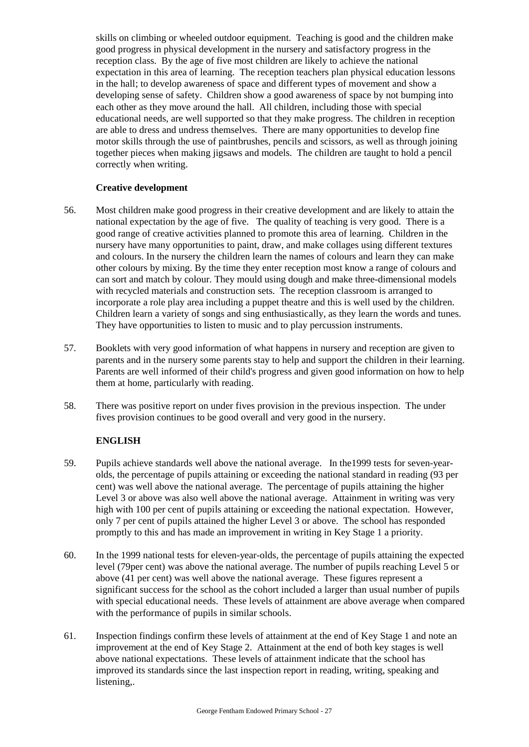skills on climbing or wheeled outdoor equipment. Teaching is good and the children make good progress in physical development in the nursery and satisfactory progress in the reception class. By the age of five most children are likely to achieve the national expectation in this area of learning. The reception teachers plan physical education lessons in the hall; to develop awareness of space and different types of movement and show a developing sense of safety. Children show a good awareness of space by not bumping into each other as they move around the hall. All children, including those with special educational needs, are well supported so that they make progress. The children in reception are able to dress and undress themselves. There are many opportunities to develop fine motor skills through the use of paintbrushes, pencils and scissors, as well as through joining together pieces when making jigsaws and models. The children are taught to hold a pencil correctly when writing.

**Creative development**

56. Most children make good progress in their creative development and are likely to attain the national expectation by the age of five. The quality of teaching is very good. There is a good range of creative activities planned to promote this area of learning. Children in the nursery have many opportunities to paint, draw, and make collages using different textures and colours. In the nursery the children learn the names of colours and learn they can make other colours by mixing. By the time they enter reception most know a range of colours and can sort and match by colour. They mould using dough and make three-dimensional models with recycled materials and construction sets. The reception classroom is arranged to incorporate a role play area including a puppet theatre and this is well used by the children. Children learn a variety of songs and sing enthusiastically, as they learn the words and tunes. They have opportunities to listen to music and to play percussion instruments.

57. Booklets with very good information of what happens in nursery and reception are given to parents and in the nursery some parents stay to help and support the children in their learning. Parents are well informed of their child's progress and given good information on how to help them at home, particularly with reading.

58. There was positive report on under fives provision in the previous inspection. The under fives provision continues to be good overall and very good in the nursery.

**ENGLISH**

59. Pupils achieve standards well above the national average. In the1999 tests for seven-year-olds, the percentage of pupils attaining or exceeding the national standard in reading (93 per cent) was well above the national average. The percentage of pupils attaining the higher Level 3 or above was also well above the national average. Attainment in writing was very high with 100 per cent of pupils attaining or exceeding the national expectation. However, only 7 per cent of pupils attained the higher Level 3 or above. The school has responded promptly to this and has made an improvement in writing in Key Stage 1 a priority.

60. In the 1999 national tests for eleven-year-olds, the percentage of pupils attaining the expected level (79per cent) was above the national average. The number of pupils reaching Level 5 or above (41 per cent) was well above the national average. These figures represent a significant success for the school as the cohort included a larger than usual number of pupils with special educational needs. These levels of attainment are above average when compared with the performance of pupils in similar schools.

61. Inspection findings confirm these levels of attainment at the end of Key Stage 1 and note an improvement at the end of Key Stage 2. Attainment at the end of both key stages is well above national expectations. These levels of attainment indicate that the school has improved its standards since the last inspection report in reading, writing, speaking and listening,.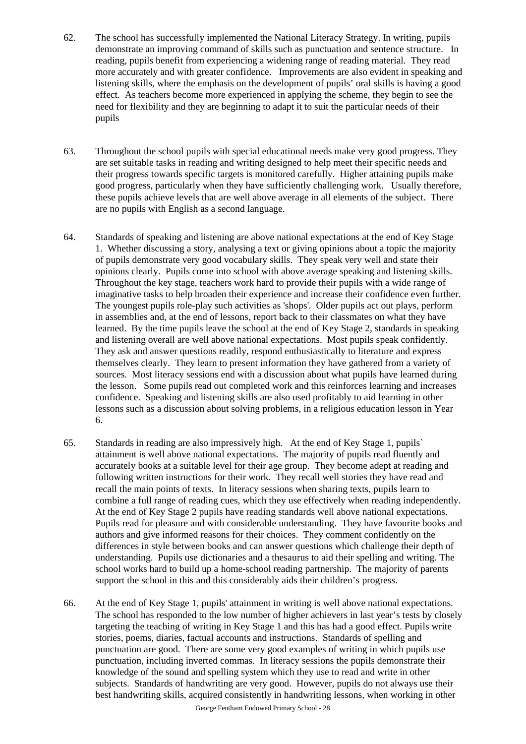62. The school has successfully implemented the National Literacy Strategy. In writing, pupils demonstrate an improving command of skills such as punctuation and sentence structure. In reading, pupils benefit from experiencing a widening range of reading material. They read more accurately and with greater confidence. Improvements are also evident in speaking and listening skills, where the emphasis on the development of pupils' oral skills is having a good effect. As teachers become more experienced in applying the scheme, they begin to see the need for flexibility and they are beginning to adapt it to suit the particular needs of their pupils

63. Throughout the school pupils with special educational needs make very good progress. They are set suitable tasks in reading and writing designed to help meet their specific needs and their progress towards specific targets is monitored carefully. Higher attaining pupils make good progress, particularly when they have sufficiently challenging work. Usually therefore, these pupils achieve levels that are well above average in all elements of the subject. There are no pupils with English as a second language.

64. Standards of speaking and listening are above national expectations at the end of Key Stage 1. Whether discussing a story, analysing a text or giving opinions about a topic the majority of pupils demonstrate very good vocabulary skills. They speak very well and state their opinions clearly. Pupils come into school with above average speaking and listening skills. Throughout the key stage, teachers work hard to provide their pupils with a wide range of imaginative tasks to help broaden their experience and increase their confidence even further. The youngest pupils role-play such activities as 'shops'. Older pupils act out plays, perform in assemblies and, at the end of lessons, report back to their classmates on what they have learned. By the time pupils leave the school at the end of Key Stage 2, standards in speaking and listening overall are well above national expectations. Most pupils speak confidently. They ask and answer questions readily, respond enthusiastically to literature and express themselves clearly. They learn to present information they have gathered from a variety of sources. Most literacy sessions end with a discussion about what pupils have learned during the lesson. Some pupils read out completed work and this reinforces learning and increases confidence. Speaking and listening skills are also used profitably to aid learning in other lessons such as a discussion about solving problems, in a religious education lesson in Year 6.

65. Standards in reading are also impressively high. At the end of Key Stage 1, pupils` attainment is well above national expectations. The majority of pupils read fluently and accurately books at a suitable level for their age group. They become adept at reading and following written instructions for their work. They recall well stories they have read and recall the main points of texts. In literacy sessions when sharing texts, pupils learn to combine a full range of reading cues, which they use effectively when reading independently. At the end of Key Stage 2 pupils have reading standards well above national expectations. Pupils read for pleasure and with considerable understanding. They have favourite books and authors and give informed reasons for their choices. They comment confidently on the differences in style between books and can answer questions which challenge their depth of understanding. Pupils use dictionaries and a thesaurus to aid their spelling and writing. The school works hard to build up a home-school reading partnership. The majority of parents support the school in this and this considerably aids their children's progress.

66. At the end of Key Stage 1, pupils' attainment in writing is well above national expectations. The school has responded to the low number of higher achievers in last year's tests by closely targeting the teaching of writing in Key Stage 1 and this has had a good effect. Pupils write stories, poems, diaries, factual accounts and instructions. Standards of spelling and punctuation are good. There are some very good examples of writing in which pupils use punctuation, including inverted commas. In literacy sessions the pupils demonstrate their knowledge of the sound and spelling system which they use to read and write in other subjects. Standards of handwriting are very good. However, pupils do not always use their best handwriting skills, acquired consistently in handwriting lessons, when working in other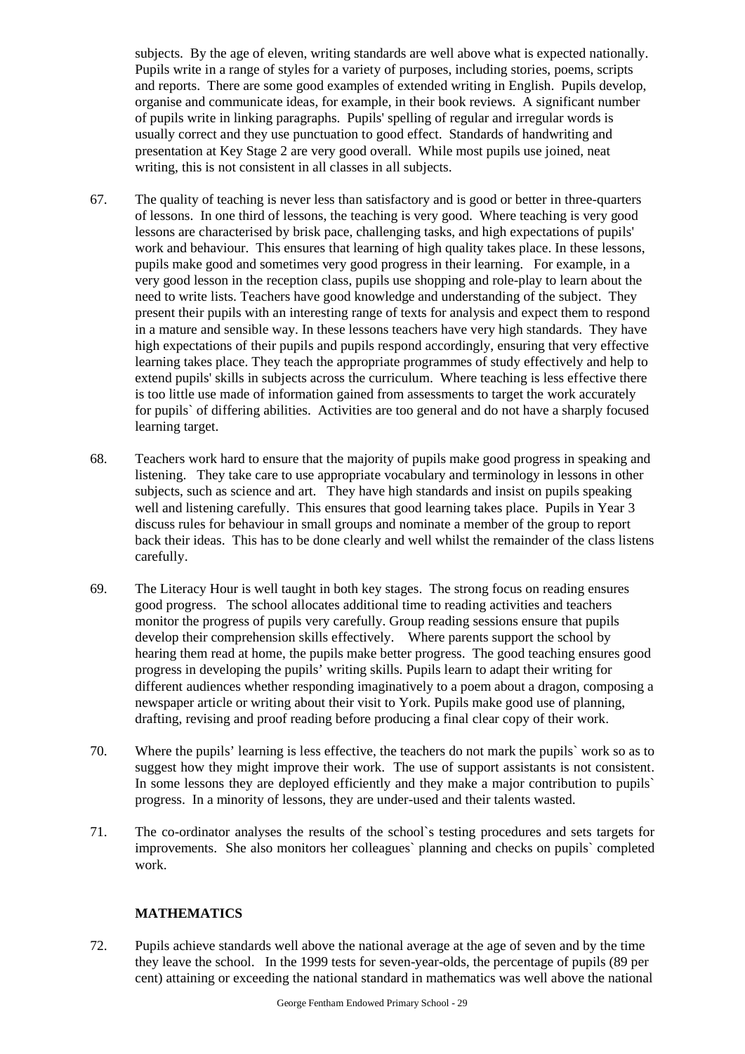subjects. By the age of eleven, writing standards are well above what is expected nationally. Pupils write in a range of styles for a variety of purposes, including stories, poems, scripts and reports. There are some good examples of extended writing in English. Pupils develop, organise and communicate ideas, for example, in their book reviews. A significant number of pupils write in linking paragraphs. Pupils' spelling of regular and irregular words is usually correct and they use punctuation to good effect. Standards of handwriting and presentation at Key Stage 2 are very good overall. While most pupils use joined, neat writing, this is not consistent in all classes in all subjects.

67. The quality of teaching is never less than satisfactory and is good or better in three-quarters of lessons. In one third of lessons, the teaching is very good. Where teaching is very good lessons are characterised by brisk pace, challenging tasks, and high expectations of pupils' work and behaviour. This ensures that learning of high quality takes place. In these lessons, pupils make good and sometimes very good progress in their learning. For example, in a very good lesson in the reception class, pupils use shopping and role-play to learn about the need to write lists. Teachers have good knowledge and understanding of the subject. They present their pupils with an interesting range of texts for analysis and expect them to respond in a mature and sensible way. In these lessons teachers have very high standards. They have high expectations of their pupils and pupils respond accordingly, ensuring that very effective learning takes place. They teach the appropriate programmes of study effectively and help to extend pupils' skills in subjects across the curriculum. Where teaching is less effective there is too little use made of information gained from assessments to target the work accurately for pupils` of differing abilities. Activities are too general and do not have a sharply focused learning target.

68. Teachers work hard to ensure that the majority of pupils make good progress in speaking and listening. They take care to use appropriate vocabulary and terminology in lessons in other subjects, such as science and art. They have high standards and insist on pupils speaking well and listening carefully. This ensures that good learning takes place. Pupils in Year 3 discuss rules for behaviour in small groups and nominate a member of the group to report back their ideas. This has to be done clearly and well whilst the remainder of the class listens carefully.

69. The Literacy Hour is well taught in both key stages. The strong focus on reading ensures good progress. The school allocates additional time to reading activities and teachers monitor the progress of pupils very carefully. Group reading sessions ensure that pupils develop their comprehension skills effectively. Where parents support the school by hearing them read at home, the pupils make better progress. The good teaching ensures good progress in developing the pupils' writing skills. Pupils learn to adapt their writing for different audiences whether responding imaginatively to a poem about a dragon, composing a newspaper article or writing about their visit to York. Pupils make good use of planning, drafting, revising and proof reading before producing a final clear copy of their work.

70. Where the pupils' learning is less effective, the teachers do not mark the pupils` work so as to suggest how they might improve their work. The use of support assistants is not consistent. In some lessons they are deployed efficiently and they make a major contribution to pupils` progress. In a minority of lessons, they are under-used and their talents wasted.

71. The co-ordinator analyses the results of the school`s testing procedures and sets targets for improvements. She also monitors her colleagues` planning and checks on pupils` completed work.

## MATHEMATICS

72. Pupils achieve standards well above the national average at the age of seven and by the time they leave the school. In the 1999 tests for seven-year-olds, the percentage of pupils (89 per cent) attaining or exceeding the national standard in mathematics was well above the national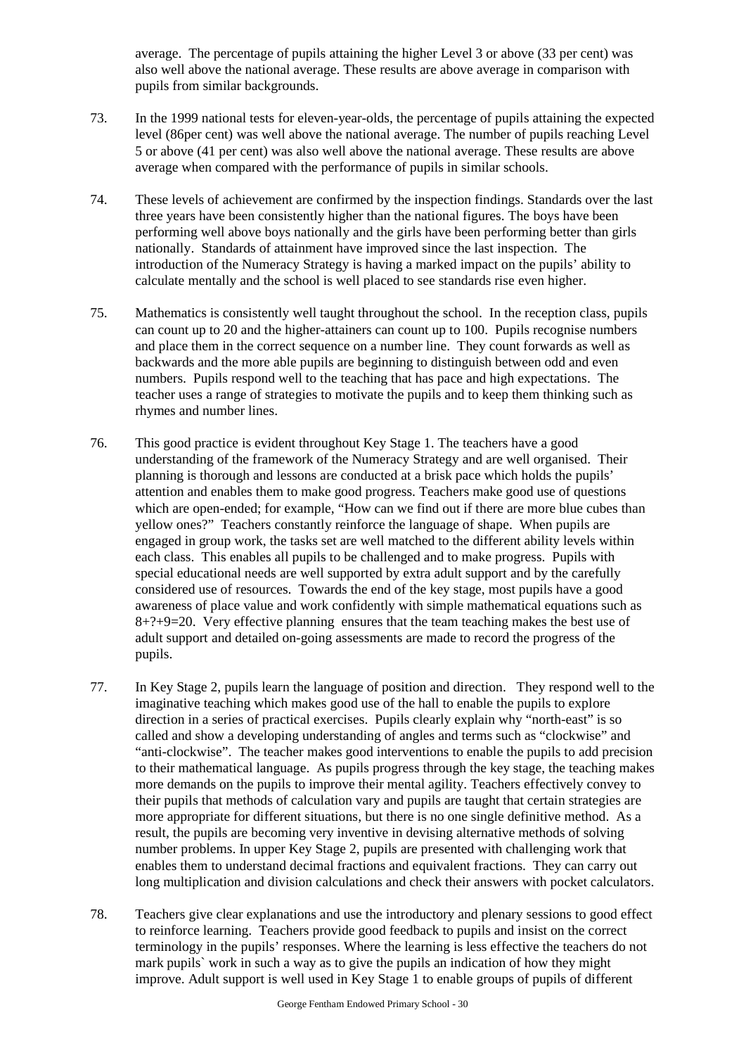average. The percentage of pupils attaining the higher Level 3 or above (33 per cent) was also well above the national average. These results are above average in comparison with pupils from similar backgrounds.

73. In the 1999 national tests for eleven-year-olds, the percentage of pupils attaining the expected level (86per cent) was well above the national average. The number of pupils reaching Level 5 or above (41 per cent) was also well above the national average. These results are above average when compared with the performance of pupils in similar schools.

74. These levels of achievement are confirmed by the inspection findings. Standards over the last three years have been consistently higher than the national figures. The boys have been performing well above boys nationally and the girls have been performing better than girls nationally. Standards of attainment have improved since the last inspection. The introduction of the Numeracy Strategy is having a marked impact on the pupils' ability to calculate mentally and the school is well placed to see standards rise even higher.

75. Mathematics is consistently well taught throughout the school. In the reception class, pupils can count up to 20 and the higher-attainers can count up to 100. Pupils recognise numbers and place them in the correct sequence on a number line. They count forwards as well as backwards and the more able pupils are beginning to distinguish between odd and even numbers. Pupils respond well to the teaching that has pace and high expectations. The teacher uses a range of strategies to motivate the pupils and to keep them thinking such as rhymes and number lines.

76. This good practice is evident throughout Key Stage 1. The teachers have a good understanding of the framework of the Numeracy Strategy and are well organised. Their planning is thorough and lessons are conducted at a brisk pace which holds the pupils' attention and enables them to make good progress. Teachers make good use of questions which are open-ended; for example, "How can we find out if there are more blue cubes than yellow ones?" Teachers constantly reinforce the language of shape. When pupils are engaged in group work, the tasks set are well matched to the different ability levels within each class. This enables all pupils to be challenged and to make progress. Pupils with special educational needs are well supported by extra adult support and by the carefully considered use of resources. Towards the end of the key stage, most pupils have a good awareness of place value and work confidently with simple mathematical equations such as 8+?+9=20. Very effective planning ensures that the team teaching makes the best use of adult support and detailed on-going assessments are made to record the progress of the pupils.

77. In Key Stage 2, pupils learn the language of position and direction. They respond well to the imaginative teaching which makes good use of the hall to enable the pupils to explore direction in a series of practical exercises. Pupils clearly explain why "north-east" is so called and show a developing understanding of angles and terms such as "clockwise" and "anti-clockwise". The teacher makes good interventions to enable the pupils to add precision to their mathematical language. As pupils progress through the key stage, the teaching makes more demands on the pupils to improve their mental agility. Teachers effectively convey to their pupils that methods of calculation vary and pupils are taught that certain strategies are more appropriate for different situations, but there is no one single definitive method. As a result, the pupils are becoming very inventive in devising alternative methods of solving number problems. In upper Key Stage 2, pupils are presented with challenging work that enables them to understand decimal fractions and equivalent fractions. They can carry out long multiplication and division calculations and check their answers with pocket calculators.

78. Teachers give clear explanations and use the introductory and plenary sessions to good effect to reinforce learning. Teachers provide good feedback to pupils and insist on the correct terminology in the pupils' responses. Where the learning is less effective the teachers do not mark pupils` work in such a way as to give the pupils an indication of how they might improve. Adult support is well used in Key Stage 1 to enable groups of pupils of different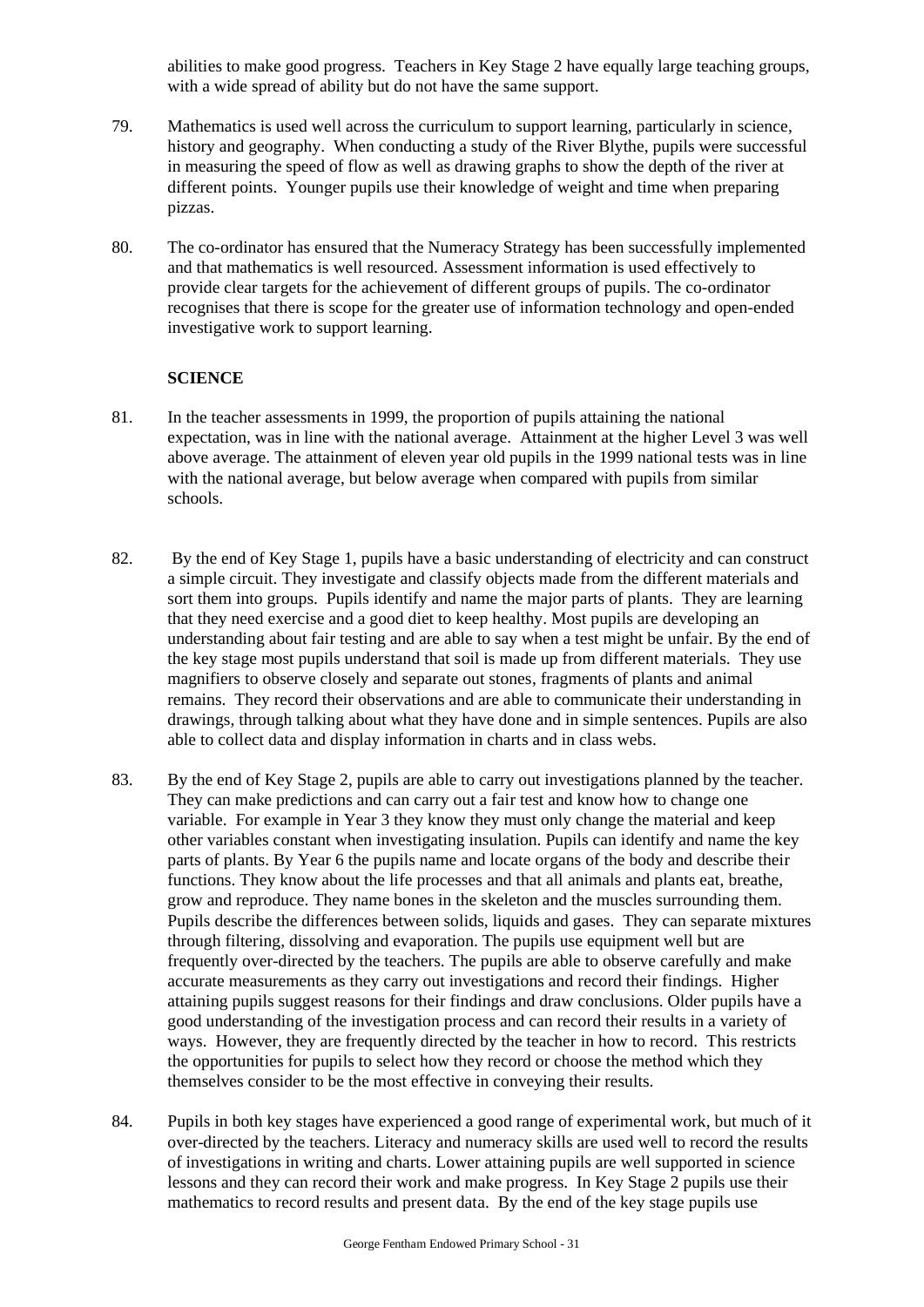abilities to make good progress. Teachers in Key Stage 2 have equally large teaching groups, with a wide spread of ability but do not have the same support.

79. Mathematics is used well across the curriculum to support learning, particularly in science, history and geography. When conducting a study of the River Blythe, pupils were successful in measuring the speed of flow as well as drawing graphs to show the depth of the river at different points. Younger pupils use their knowledge of weight and time when preparing pizzas.

80. The co-ordinator has ensured that the Numeracy Strategy has been successfully implemented and that mathematics is well resourced. Assessment information is used effectively to provide clear targets for the achievement of different groups of pupils. The co-ordinator recognises that there is scope for the greater use of information technology and open-ended investigative work to support learning.

## SCIENCE

81. In the teacher assessments in 1999, the proportion of pupils attaining the national expectation, was in line with the national average. Attainment at the higher Level 3 was well above average. The attainment of eleven year old pupils in the 1999 national tests was in line with the national average, but below average when compared with pupils from similar schools.

82. By the end of Key Stage 1, pupils have a basic understanding of electricity and can construct a simple circuit. They investigate and classify objects made from the different materials and sort them into groups. Pupils identify and name the major parts of plants. They are learning that they need exercise and a good diet to keep healthy. Most pupils are developing an understanding about fair testing and are able to say when a test might be unfair. By the end of the key stage most pupils understand that soil is made up from different materials. They use magnifiers to observe closely and separate out stones, fragments of plants and animal remains. They record their observations and are able to communicate their understanding in drawings, through talking about what they have done and in simple sentences. Pupils are also able to collect data and display information in charts and in class webs.

83. By the end of Key Stage 2, pupils are able to carry out investigations planned by the teacher. They can make predictions and can carry out a fair test and know how to change one variable. For example in Year 3 they know they must only change the material and keep other variables constant when investigating insulation. Pupils can identify and name the key parts of plants. By Year 6 the pupils name and locate organs of the body and describe their functions. They know about the life processes and that all animals and plants eat, breathe, grow and reproduce. They name bones in the skeleton and the muscles surrounding them. Pupils describe the differences between solids, liquids and gases. They can separate mixtures through filtering, dissolving and evaporation. The pupils use equipment well but are frequently over-directed by the teachers. The pupils are able to observe carefully and make accurate measurements as they carry out investigations and record their findings. Higher attaining pupils suggest reasons for their findings and draw conclusions. Older pupils have a good understanding of the investigation process and can record their results in a variety of ways. However, they are frequently directed by the teacher in how to record. This restricts the opportunities for pupils to select how they record or choose the method which they themselves consider to be the most effective in conveying their results.

84. Pupils in both key stages have experienced a good range of experimental work, but much of it over-directed by the teachers. Literacy and numeracy skills are used well to record the results of investigations in writing and charts. Lower attaining pupils are well supported in science lessons and they can record their work and make progress. In Key Stage 2 pupils use their mathematics to record results and present data. By the end of the key stage pupils use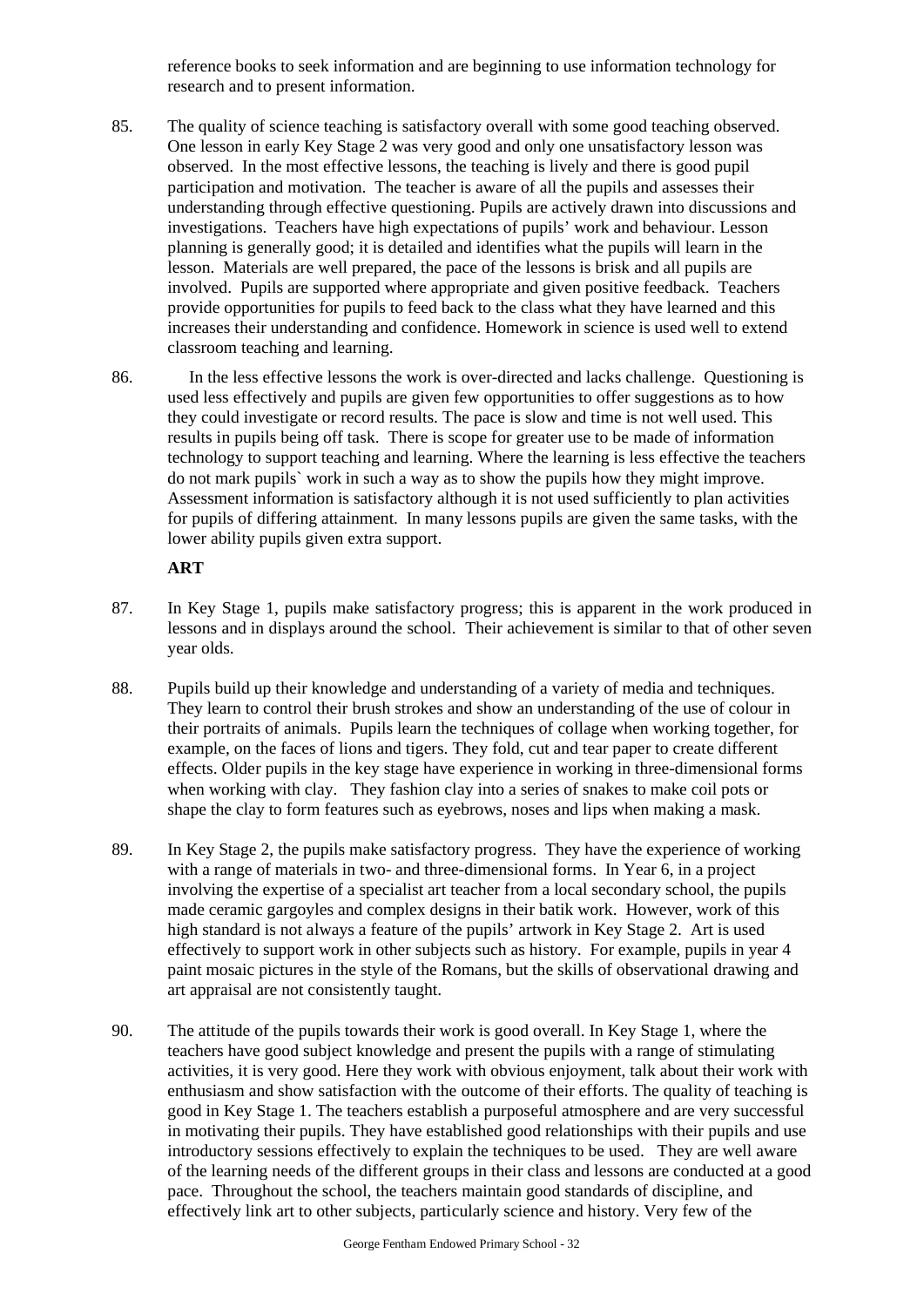reference books to seek information and are beginning to use information technology for research and to present information.

85. The quality of science teaching is satisfactory overall with some good teaching observed. One lesson in early Key Stage 2 was very good and only one unsatisfactory lesson was observed. In the most effective lessons, the teaching is lively and there is good pupil participation and motivation. The teacher is aware of all the pupils and assesses their understanding through effective questioning. Pupils are actively drawn into discussions and investigations. Teachers have high expectations of pupils' work and behaviour. Lesson planning is generally good; it is detailed and identifies what the pupils will learn in the lesson. Materials are well prepared, the pace of the lessons is brisk and all pupils are involved. Pupils are supported where appropriate and given positive feedback. Teachers provide opportunities for pupils to feed back to the class what they have learned and this increases their understanding and confidence. Homework in science is used well to extend classroom teaching and learning.

86. In the less effective lessons the work is over-directed and lacks challenge. Questioning is used less effectively and pupils are given few opportunities to offer suggestions as to how they could investigate or record results. The pace is slow and time is not well used. This results in pupils being off task. There is scope for greater use to be made of information technology to support teaching and learning. Where the learning is less effective the teachers do not mark pupils` work in such a way as to show the pupils how they might improve. Assessment information is satisfactory although it is not used sufficiently to plan activities for pupils of differing attainment. In many lessons pupils are given the same tasks, with the lower ability pupils given extra support.

**ART**

87. In Key Stage 1, pupils make satisfactory progress; this is apparent in the work produced in lessons and in displays around the school. Their achievement is similar to that of other seven year olds.

88. Pupils build up their knowledge and understanding of a variety of media and techniques. They learn to control their brush strokes and show an understanding of the use of colour in their portraits of animals. Pupils learn the techniques of collage when working together, for example, on the faces of lions and tigers. They fold, cut and tear paper to create different effects. Older pupils in the key stage have experience in working in three-dimensional forms when working with clay. They fashion clay into a series of snakes to make coil pots or shape the clay to form features such as eyebrows, noses and lips when making a mask.

89. In Key Stage 2, the pupils make satisfactory progress. They have the experience of working with a range of materials in two- and three-dimensional forms. In Year 6, in a project involving the expertise of a specialist art teacher from a local secondary school, the pupils made ceramic gargoyles and complex designs in their batik work. However, work of this high standard is not always a feature of the pupils' artwork in Key Stage 2. Art is used effectively to support work in other subjects such as history. For example, pupils in year 4 paint mosaic pictures in the style of the Romans, but the skills of observational drawing and art appraisal are not consistently taught.

90. The attitude of the pupils towards their work is good overall. In Key Stage 1, where the teachers have good subject knowledge and present the pupils with a range of stimulating activities, it is very good. Here they work with obvious enjoyment, talk about their work with enthusiasm and show satisfaction with the outcome of their efforts. The quality of teaching is good in Key Stage 1. The teachers establish a purposeful atmosphere and are very successful in motivating their pupils. They have established good relationships with their pupils and use introductory sessions effectively to explain the techniques to be used. They are well aware of the learning needs of the different groups in their class and lessons are conducted at a good pace. Throughout the school, the teachers maintain good standards of discipline, and effectively link art to other subjects, particularly science and history. Very few of the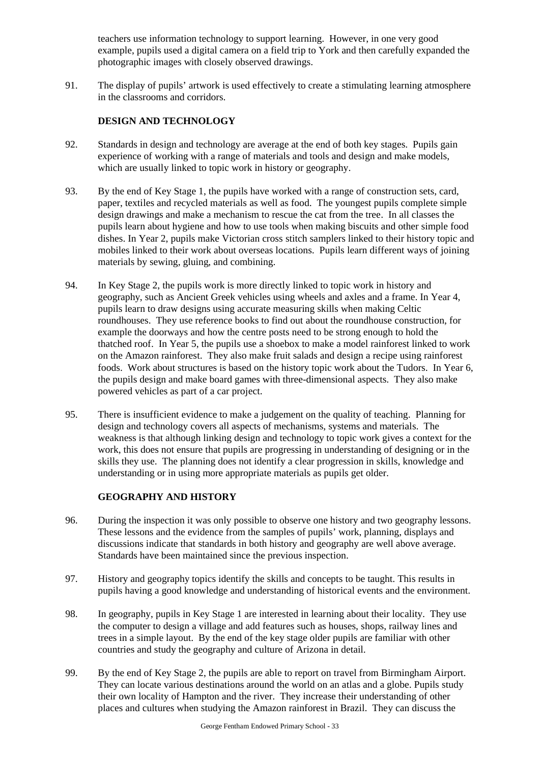teachers use information technology to support learning. However, in one very good example, pupils used a digital camera on a field trip to York and then carefully expanded the photographic images with closely observed drawings.

91. The display of pupils' artwork is used effectively to create a stimulating learning atmosphere in the classrooms and corridors.

## DESIGN AND TECHNOLOGY

92. Standards in design and technology are average at the end of both key stages. Pupils gain experience of working with a range of materials and tools and design and make models, which are usually linked to topic work in history or geography.

93. By the end of Key Stage 1, the pupils have worked with a range of construction sets, card, paper, textiles and recycled materials as well as food. The youngest pupils complete simple design drawings and make a mechanism to rescue the cat from the tree. In all classes the pupils learn about hygiene and how to use tools when making biscuits and other simple food dishes. In Year 2, pupils make Victorian cross stitch samplers linked to their history topic and mobiles linked to their work about overseas locations. Pupils learn different ways of joining materials by sewing, gluing, and combining.

94. In Key Stage 2, the pupils work is more directly linked to topic work in history and geography, such as Ancient Greek vehicles using wheels and axles and a frame. In Year 4, pupils learn to draw designs using accurate measuring skills when making Celtic roundhouses. They use reference books to find out about the roundhouse construction, for example the doorways and how the centre posts need to be strong enough to hold the thatched roof. In Year 5, the pupils use a shoebox to make a model rainforest linked to work on the Amazon rainforest. They also make fruit salads and design a recipe using rainforest foods. Work about structures is based on the history topic work about the Tudors. In Year 6, the pupils design and make board games with three-dimensional aspects. They also make powered vehicles as part of a car project.

95. There is insufficient evidence to make a judgement on the quality of teaching. Planning for design and technology covers all aspects of mechanisms, systems and materials. The weakness is that although linking design and technology to topic work gives a context for the work, this does not ensure that pupils are progressing in understanding of designing or in the skills they use. The planning does not identify a clear progression in skills, knowledge and understanding or in using more appropriate materials as pupils get older.

## GEOGRAPHY AND HISTORY

96. During the inspection it was only possible to observe one history and two geography lessons. These lessons and the evidence from the samples of pupils' work, planning, displays and discussions indicate that standards in both history and geography are well above average. Standards have been maintained since the previous inspection.

97. History and geography topics identify the skills and concepts to be taught. This results in pupils having a good knowledge and understanding of historical events and the environment.

98. In geography, pupils in Key Stage 1 are interested in learning about their locality. They use the computer to design a village and add features such as houses, shops, railway lines and trees in a simple layout. By the end of the key stage older pupils are familiar with other countries and study the geography and culture of Arizona in detail.

99. By the end of Key Stage 2, the pupils are able to report on travel from Birmingham Airport. They can locate various destinations around the world on an atlas and a globe. Pupils study their own locality of Hampton and the river. They increase their understanding of other places and cultures when studying the Amazon rainforest in Brazil. They can discuss the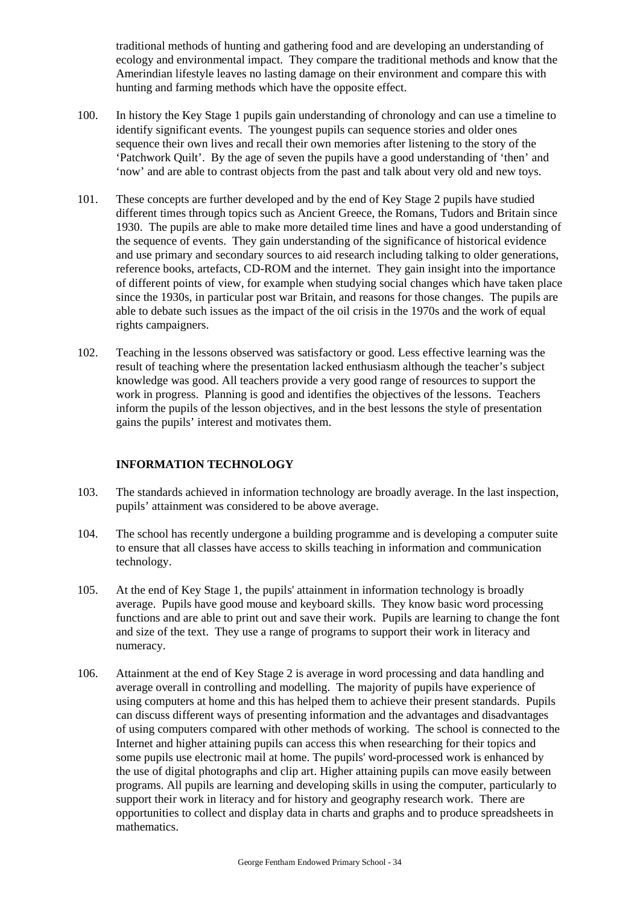traditional methods of hunting and gathering food and are developing an understanding of ecology and environmental impact. They compare the traditional methods and know that the Amerindian lifestyle leaves no lasting damage on their environment and compare this with hunting and farming methods which have the opposite effect.

100. In history the Key Stage 1 pupils gain understanding of chronology and can use a timeline to identify significant events. The youngest pupils can sequence stories and older ones sequence their own lives and recall their own memories after listening to the story of the 'Patchwork Quilt'. By the age of seven the pupils have a good understanding of 'then' and 'now' and are able to contrast objects from the past and talk about very old and new toys.

101. These concepts are further developed and by the end of Key Stage 2 pupils have studied different times through topics such as Ancient Greece, the Romans, Tudors and Britain since 1930. The pupils are able to make more detailed time lines and have a good understanding of the sequence of events. They gain understanding of the significance of historical evidence and use primary and secondary sources to aid research including talking to older generations, reference books, artefacts, CD-ROM and the internet. They gain insight into the importance of different points of view, for example when studying social changes which have taken place since the 1930s, in particular post war Britain, and reasons for those changes. The pupils are able to debate such issues as the impact of the oil crisis in the 1970s and the work of equal rights campaigners.

102. Teaching in the lessons observed was satisfactory or good. Less effective learning was the result of teaching where the presentation lacked enthusiasm although the teacher's subject knowledge was good. All teachers provide a very good range of resources to support the work in progress. Planning is good and identifies the objectives of the lessons. Teachers inform the pupils of the lesson objectives, and in the best lessons the style of presentation gains the pupils' interest and motivates them.

## INFORMATION TECHNOLOGY

103. The standards achieved in information technology are broadly average. In the last inspection, pupils' attainment was considered to be above average.

104. The school has recently undergone a building programme and is developing a computer suite to ensure that all classes have access to skills teaching in information and communication technology.

105. At the end of Key Stage 1, the pupils' attainment in information technology is broadly average. Pupils have good mouse and keyboard skills. They know basic word processing functions and are able to print out and save their work. Pupils are learning to change the font and size of the text. They use a range of programs to support their work in literacy and numeracy.

106. Attainment at the end of Key Stage 2 is average in word processing and data handling and average overall in controlling and modelling. The majority of pupils have experience of using computers at home and this has helped them to achieve their present standards. Pupils can discuss different ways of presenting information and the advantages and disadvantages of using computers compared with other methods of working. The school is connected to the Internet and higher attaining pupils can access this when researching for their topics and some pupils use electronic mail at home. The pupils' word-processed work is enhanced by the use of digital photographs and clip art. Higher attaining pupils can move easily between programs. All pupils are learning and developing skills in using the computer, particularly to support their work in literacy and for history and geography research work. There are opportunities to collect and display data in charts and graphs and to produce spreadsheets in mathematics.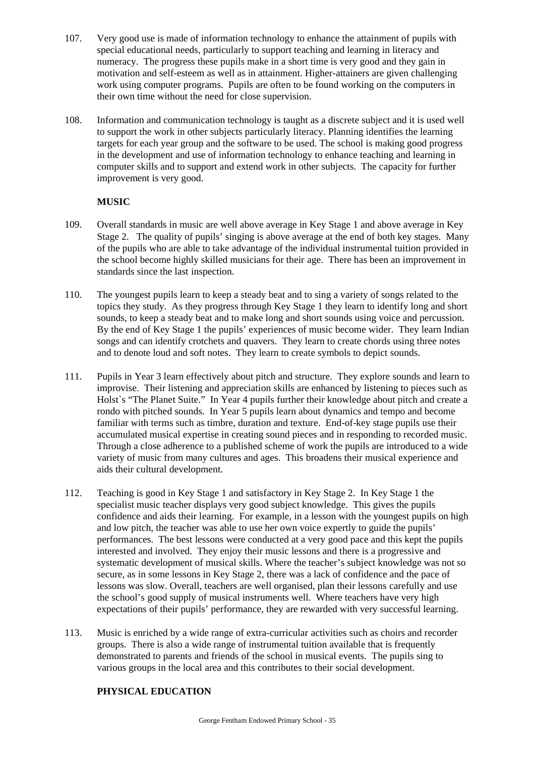107. Very good use is made of information technology to enhance the attainment of pupils with special educational needs, particularly to support teaching and learning in literacy and numeracy. The progress these pupils make in a short time is very good and they gain in motivation and self-esteem as well as in attainment. Higher-attainers are given challenging work using computer programs. Pupils are often to be found working on the computers in their own time without the need for close supervision.

108. Information and communication technology is taught as a discrete subject and it is used well to support the work in other subjects particularly literacy. Planning identifies the learning targets for each year group and the software to be used. The school is making good progress in the development and use of information technology to enhance teaching and learning in computer skills and to support and extend work in other subjects. The capacity for further improvement is very good.

**MUSIC**

109. Overall standards in music are well above average in Key Stage 1 and above average in Key Stage 2. The quality of pupils' singing is above average at the end of both key stages. Many of the pupils who are able to take advantage of the individual instrumental tuition provided in the school become highly skilled musicians for their age. There has been an improvement in standards since the last inspection.

110. The youngest pupils learn to keep a steady beat and to sing a variety of songs related to the topics they study. As they progress through Key Stage 1 they learn to identify long and short sounds, to keep a steady beat and to make long and short sounds using voice and percussion. By the end of Key Stage 1 the pupils' experiences of music become wider. They learn Indian songs and can identify crotchets and quavers. They learn to create chords using three notes and to denote loud and soft notes. They learn to create symbols to depict sounds.

111. Pupils in Year 3 learn effectively about pitch and structure. They explore sounds and learn to improvise. Their listening and appreciation skills are enhanced by listening to pieces such as Holst`s "The Planet Suite." In Year 4 pupils further their knowledge about pitch and create a rondo with pitched sounds. In Year 5 pupils learn about dynamics and tempo and become familiar with terms such as timbre, duration and texture. End-of-key stage pupils use their accumulated musical expertise in creating sound pieces and in responding to recorded music. Through a close adherence to a published scheme of work the pupils are introduced to a wide variety of music from many cultures and ages. This broadens their musical experience and aids their cultural development.

112. Teaching is good in Key Stage 1 and satisfactory in Key Stage 2. In Key Stage 1 the specialist music teacher displays very good subject knowledge. This gives the pupils confidence and aids their learning. For example, in a lesson with the youngest pupils on high and low pitch, the teacher was able to use her own voice expertly to guide the pupils' performances. The best lessons were conducted at a very good pace and this kept the pupils interested and involved. They enjoy their music lessons and there is a progressive and systematic development of musical skills. Where the teacher's subject knowledge was not so secure, as in some lessons in Key Stage 2, there was a lack of confidence and the pace of lessons was slow. Overall, teachers are well organised, plan their lessons carefully and use the school's good supply of musical instruments well. Where teachers have very high expectations of their pupils' performance, they are rewarded with very successful learning.

113. Music is enriched by a wide range of extra-curricular activities such as choirs and recorder groups. There is also a wide range of instrumental tuition available that is frequently demonstrated to parents and friends of the school in musical events. The pupils sing to various groups in the local area and this contributes to their social development.

**PHYSICAL EDUCATION**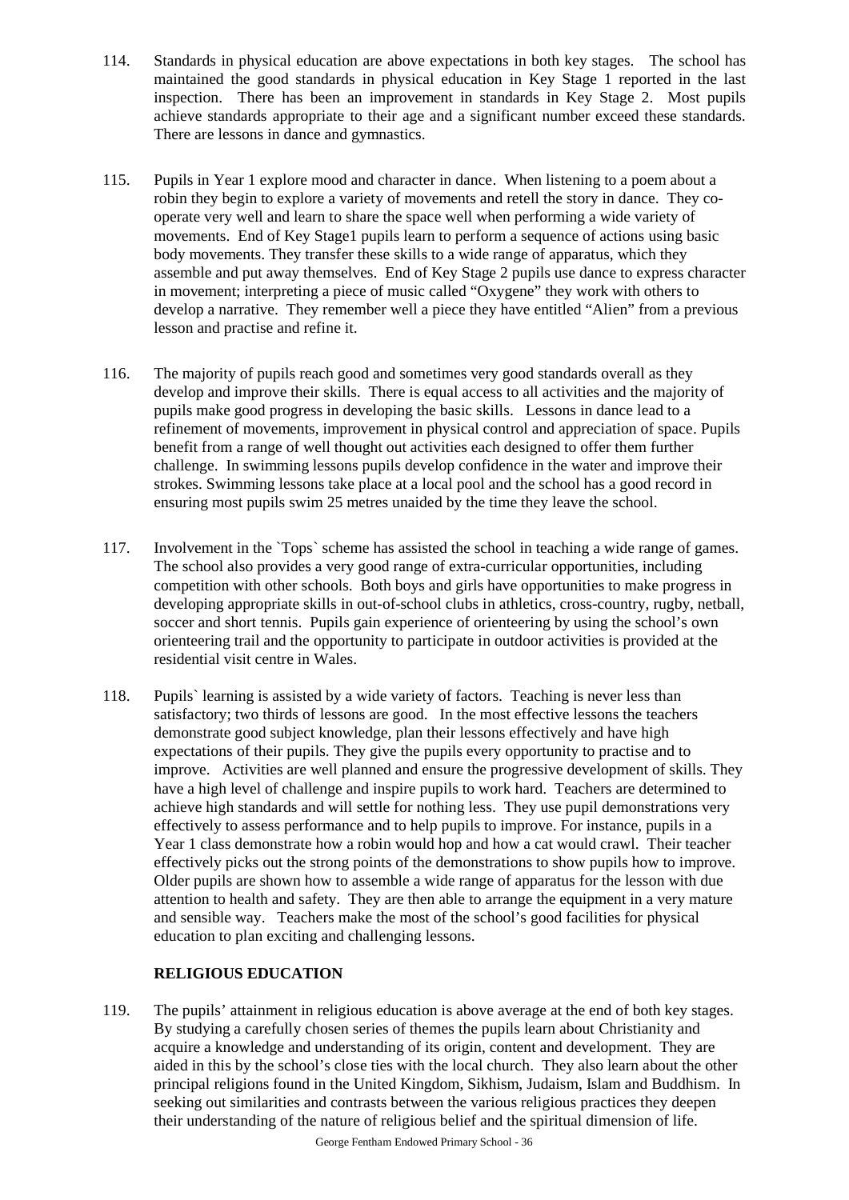114. Standards in physical education are above expectations in both key stages. The school has maintained the good standards in physical education in Key Stage 1 reported in the last inspection. There has been an improvement in standards in Key Stage 2. Most pupils achieve standards appropriate to their age and a significant number exceed these standards. There are lessons in dance and gymnastics.

115. Pupils in Year 1 explore mood and character in dance. When listening to a poem about a robin they begin to explore a variety of movements and retell the story in dance. They co-operate very well and learn to share the space well when performing a wide variety of movements. End of Key Stage1 pupils learn to perform a sequence of actions using basic body movements. They transfer these skills to a wide range of apparatus, which they assemble and put away themselves. End of Key Stage 2 pupils use dance to express character in movement; interpreting a piece of music called "Oxygene" they work with others to develop a narrative. They remember well a piece they have entitled "Alien" from a previous lesson and practise and refine it.

116. The majority of pupils reach good and sometimes very good standards overall as they develop and improve their skills. There is equal access to all activities and the majority of pupils make good progress in developing the basic skills. Lessons in dance lead to a refinement of movements, improvement in physical control and appreciation of space. Pupils benefit from a range of well thought out activities each designed to offer them further challenge. In swimming lessons pupils develop confidence in the water and improve their strokes. Swimming lessons take place at a local pool and the school has a good record in ensuring most pupils swim 25 metres unaided by the time they leave the school.

117. Involvement in the `Tops` scheme has assisted the school in teaching a wide range of games. The school also provides a very good range of extra-curricular opportunities, including competition with other schools. Both boys and girls have opportunities to make progress in developing appropriate skills in out-of-school clubs in athletics, cross-country, rugby, netball, soccer and short tennis. Pupils gain experience of orienteering by using the school's own orienteering trail and the opportunity to participate in outdoor activities is provided at the residential visit centre in Wales.

118. Pupils` learning is assisted by a wide variety of factors. Teaching is never less than satisfactory; two thirds of lessons are good. In the most effective lessons the teachers demonstrate good subject knowledge, plan their lessons effectively and have high expectations of their pupils. They give the pupils every opportunity to practise and to improve. Activities are well planned and ensure the progressive development of skills. They have a high level of challenge and inspire pupils to work hard. Teachers are determined to achieve high standards and will settle for nothing less. They use pupil demonstrations very effectively to assess performance and to help pupils to improve. For instance, pupils in a Year 1 class demonstrate how a robin would hop and how a cat would crawl. Their teacher effectively picks out the strong points of the demonstrations to show pupils how to improve. Older pupils are shown how to assemble a wide range of apparatus for the lesson with due attention to health and safety. They are then able to arrange the equipment in a very mature and sensible way. Teachers make the most of the school's good facilities for physical education to plan exciting and challenging lessons.

## RELIGIOUS EDUCATION

119. The pupils' attainment in religious education is above average at the end of both key stages. By studying a carefully chosen series of themes the pupils learn about Christianity and acquire a knowledge and understanding of its origin, content and development. They are aided in this by the school's close ties with the local church. They also learn about the other principal religions found in the United Kingdom, Sikhism, Judaism, Islam and Buddhism. In seeking out similarities and contrasts between the various religious practices they deepen their understanding of the nature of religious belief and the spiritual dimension of life.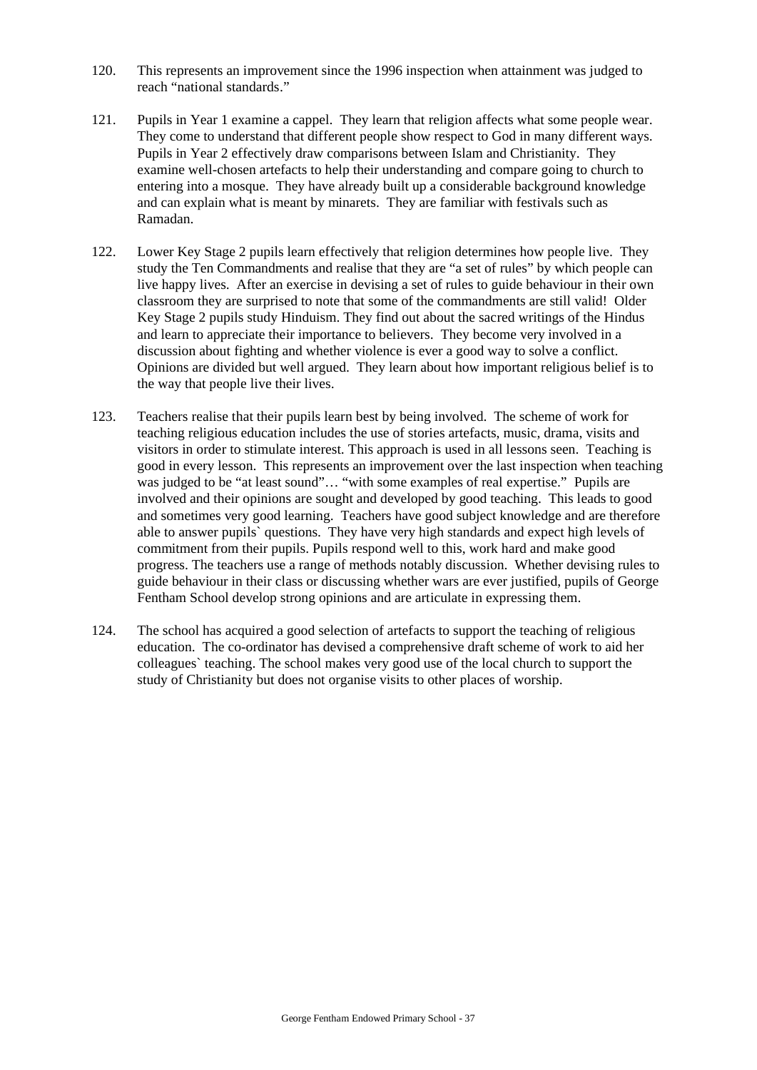120. This represents an improvement since the 1996 inspection when attainment was judged to reach "national standards."

121. Pupils in Year 1 examine a cappel. They learn that religion affects what some people wear. They come to understand that different people show respect to God in many different ways. Pupils in Year 2 effectively draw comparisons between Islam and Christianity. They examine well-chosen artefacts to help their understanding and compare going to church to entering into a mosque. They have already built up a considerable background knowledge and can explain what is meant by minarets. They are familiar with festivals such as Ramadan.

122. Lower Key Stage 2 pupils learn effectively that religion determines how people live. They study the Ten Commandments and realise that they are "a set of rules" by which people can live happy lives. After an exercise in devising a set of rules to guide behaviour in their own classroom they are surprised to note that some of the commandments are still valid! Older Key Stage 2 pupils study Hinduism. They find out about the sacred writings of the Hindus and learn to appreciate their importance to believers. They become very involved in a discussion about fighting and whether violence is ever a good way to solve a conflict. Opinions are divided but well argued. They learn about how important religious belief is to the way that people live their lives.

123. Teachers realise that their pupils learn best by being involved. The scheme of work for teaching religious education includes the use of stories artefacts, music, drama, visits and visitors in order to stimulate interest. This approach is used in all lessons seen. Teaching is good in every lesson. This represents an improvement over the last inspection when teaching was judged to be "at least sound"… "with some examples of real expertise." Pupils are involved and their opinions are sought and developed by good teaching. This leads to good and sometimes very good learning. Teachers have good subject knowledge and are therefore able to answer pupils` questions. They have very high standards and expect high levels of commitment from their pupils. Pupils respond well to this, work hard and make good progress. The teachers use a range of methods notably discussion. Whether devising rules to guide behaviour in their class or discussing whether wars are ever justified, pupils of George Fentham School develop strong opinions and are articulate in expressing them.

124. The school has acquired a good selection of artefacts to support the teaching of religious education. The co-ordinator has devised a comprehensive draft scheme of work to aid her colleagues` teaching. The school makes very good use of the local church to support the study of Christianity but does not organise visits to other places of worship.